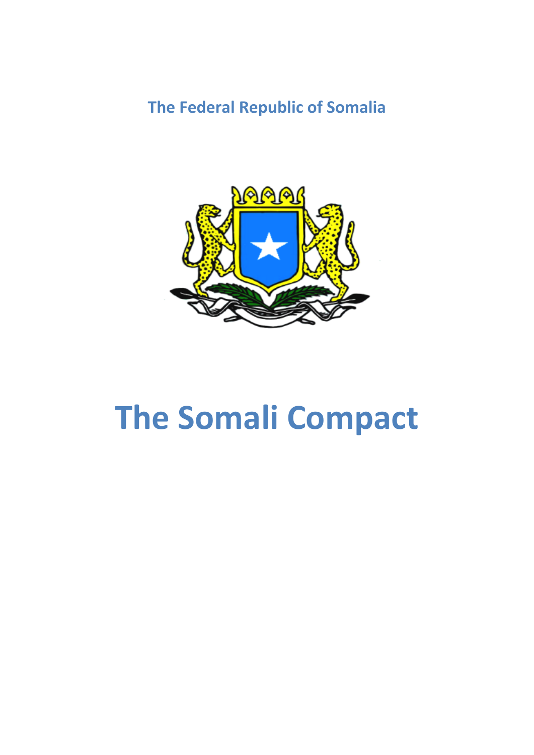**The Federal Republic of Somalia**

# The Somali Compact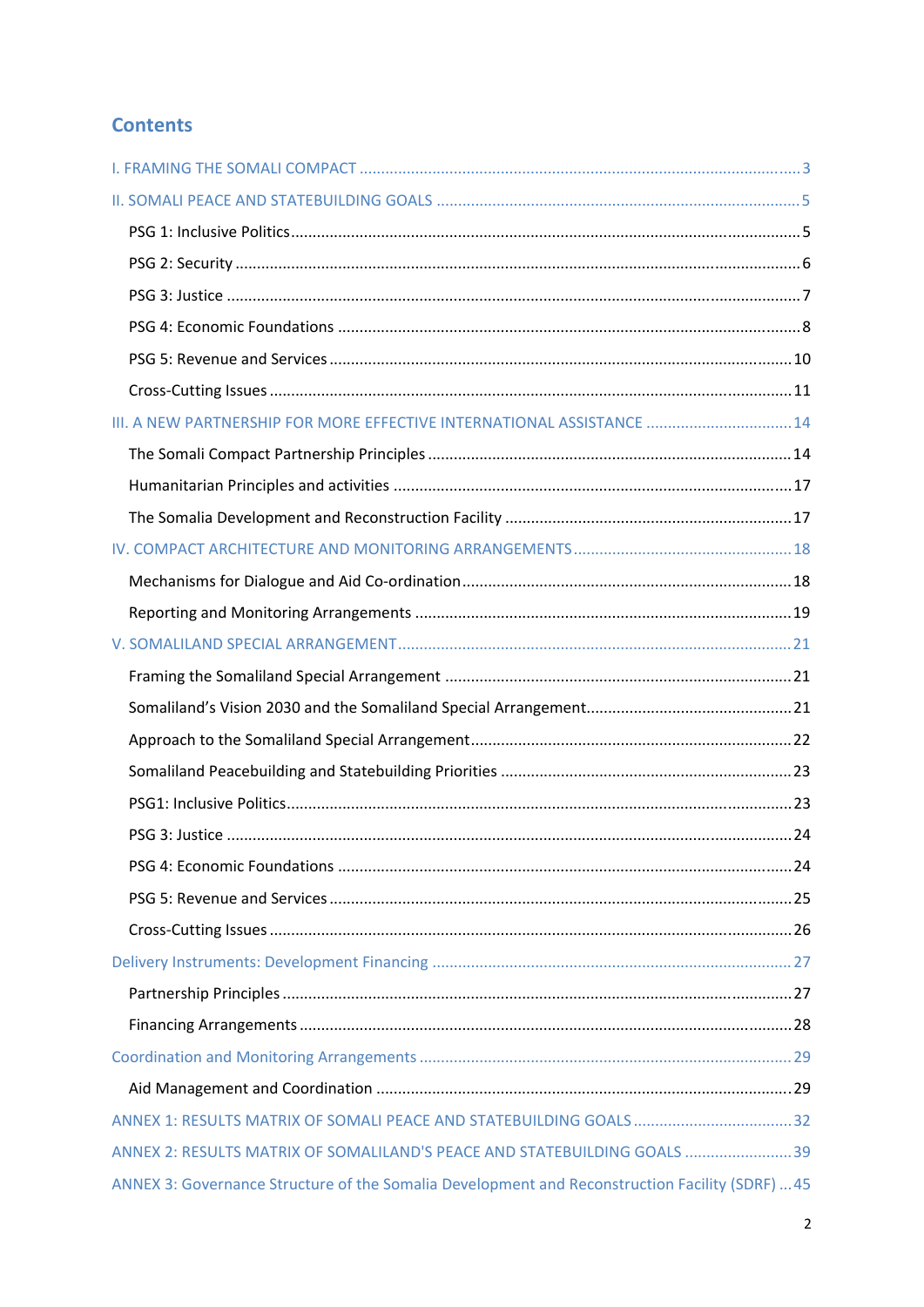# Contents

I. FRAMING THE SOMALI COMPACT ..... 3

II. SOMALI PEACE AND STATEBUILDING GOALS ..... 5

- PSG 1: Inclusive Politics ..... 5
- PSG 2: Security ..... 6
- PSG 3: Justice ..... 7
- PSG 4: Economic Foundations ..... 8
- PSG 5: Revenue and Services ..... 10
- Cross-Cutting Issues ..... 11

III. A NEW PARTNERSHIP FOR MORE EFFECTIVE INTERNATIONAL ASSISTANCE ..... 14

- The Somali Compact Partnership Principles ..... 14
- Humanitarian Principles and activities ..... 17
- The Somalia Development and Reconstruction Facility ..... 17

IV. COMPACT ARCHITECTURE AND MONITORING ARRANGEMENTS ..... 18

- Mechanisms for Dialogue and Aid Co-ordination ..... 18
- Reporting and Monitoring Arrangements ..... 19

V. SOMALILAND SPECIAL ARRANGEMENT ..... 21

- Framing the Somaliland Special Arrangement ..... 21
- Somaliland's Vision 2030 and the Somaliland Special Arrangement ..... 21
- Approach to the Somaliland Special Arrangement ..... 22
- Somaliland Peacebuilding and Statebuilding Priorities ..... 23
- PSG1: Inclusive Politics ..... 23
- PSG 3: Justice ..... 24
- PSG 4: Economic Foundations ..... 24
- PSG 5: Revenue and Services ..... 25
- Cross-Cutting Issues ..... 26

Delivery Instruments: Development Financing ..... 27

- Partnership Principles ..... 27
- Financing Arrangements ..... 28

Coordination and Monitoring Arrangements ..... 29

- Aid Management and Coordination ..... 29

ANNEX 1: RESULTS MATRIX OF SOMALI PEACE AND STATEBUILDING GOALS ..... 32

ANNEX 2: RESULTS MATRIX OF SOMALILAND'S PEACE AND STATEBUILDING GOALS ..... 39

ANNEX 3: Governance Structure of the Somalia Development and Reconstruction Facility (SDRF) ..... 45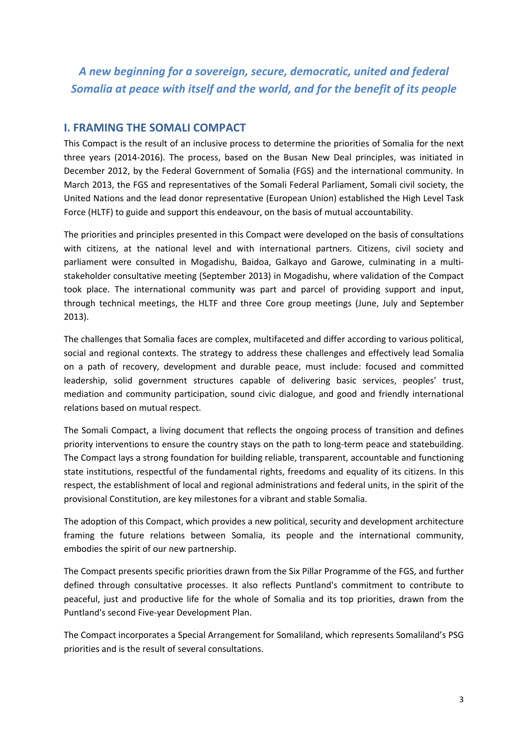*A new beginning for a sovereign, secure, democratic, united and federal Somalia at peace with itself and the world, and for the benefit of its people*

## I. FRAMING THE SOMALI COMPACT

This Compact is the result of an inclusive process to determine the priorities of Somalia for the next three years (2014-2016). The process, based on the Busan New Deal principles, was initiated in December 2012, by the Federal Government of Somalia (FGS) and the international community. In March 2013, the FGS and representatives of the Somali Federal Parliament, Somali civil society, the United Nations and the lead donor representative (European Union) established the High Level Task Force (HLTF) to guide and support this endeavour, on the basis of mutual accountability.

The priorities and principles presented in this Compact were developed on the basis of consultations with citizens, at the national level and with international partners. Citizens, civil society and parliament were consulted in Mogadishu, Baidoa, Galkayo and Garowe, culminating in a multi-stakeholder consultative meeting (September 2013) in Mogadishu, where validation of the Compact took place. The international community was part and parcel of providing support and input, through technical meetings, the HLTF and three Core group meetings (June, July and September 2013).

The challenges that Somalia faces are complex, multifaceted and differ according to various political, social and regional contexts. The strategy to address these challenges and effectively lead Somalia on a path of recovery, development and durable peace, must include: focused and committed leadership, solid government structures capable of delivering basic services, peoples' trust, mediation and community participation, sound civic dialogue, and good and friendly international relations based on mutual respect.

The Somali Compact, a living document that reflects the ongoing process of transition and defines priority interventions to ensure the country stays on the path to long-term peace and statebuilding. The Compact lays a strong foundation for building reliable, transparent, accountable and functioning state institutions, respectful of the fundamental rights, freedoms and equality of its citizens. In this respect, the establishment of local and regional administrations and federal units, in the spirit of the provisional Constitution, are key milestones for a vibrant and stable Somalia.

The adoption of this Compact, which provides a new political, security and development architecture framing the future relations between Somalia, its people and the international community, embodies the spirit of our new partnership.

The Compact presents specific priorities drawn from the Six Pillar Programme of the FGS, and further defined through consultative processes. It also reflects Puntland's commitment to contribute to peaceful, just and productive life for the whole of Somalia and its top priorities, drawn from the Puntland's second Five-year Development Plan.

The Compact incorporates a Special Arrangement for Somaliland, which represents Somaliland's PSG priorities and is the result of several consultations.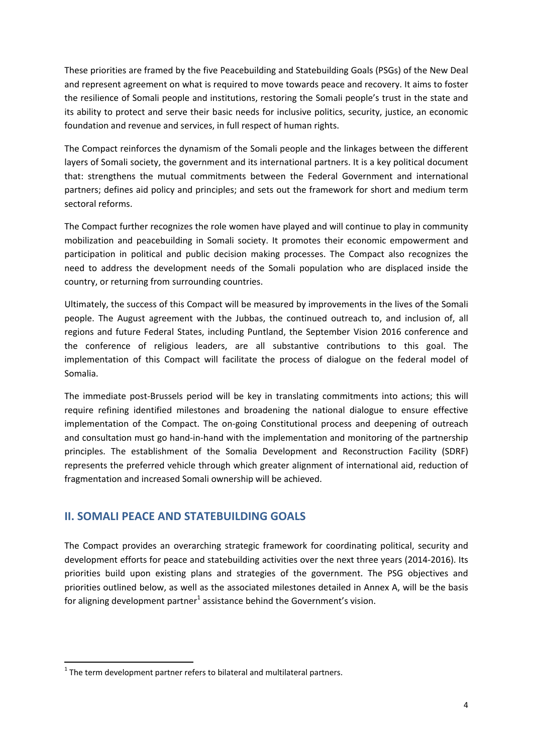These priorities are framed by the five Peacebuilding and Statebuilding Goals (PSGs) of the New Deal and represent agreement on what is required to move towards peace and recovery. It aims to foster the resilience of Somali people and institutions, restoring the Somali people's trust in the state and its ability to protect and serve their basic needs for inclusive politics, security, justice, an economic foundation and revenue and services, in full respect of human rights.

The Compact reinforces the dynamism of the Somali people and the linkages between the different layers of Somali society, the government and its international partners. It is a key political document that: strengthens the mutual commitments between the Federal Government and international partners; defines aid policy and principles; and sets out the framework for short and medium term sectoral reforms.

The Compact further recognizes the role women have played and will continue to play in community mobilization and peacebuilding in Somali society. It promotes their economic empowerment and participation in political and public decision making processes. The Compact also recognizes the need to address the development needs of the Somali population who are displaced inside the country, or returning from surrounding countries.

Ultimately, the success of this Compact will be measured by improvements in the lives of the Somali people. The August agreement with the Jubbas, the continued outreach to, and inclusion of, all regions and future Federal States, including Puntland, the September Vision 2016 conference and the conference of religious leaders, are all substantive contributions to this goal. The implementation of this Compact will facilitate the process of dialogue on the federal model of Somalia.

The immediate post-Brussels period will be key in translating commitments into actions; this will require refining identified milestones and broadening the national dialogue to ensure effective implementation of the Compact. The on-going Constitutional process and deepening of outreach and consultation must go hand-in-hand with the implementation and monitoring of the partnership principles. The establishment of the Somalia Development and Reconstruction Facility (SDRF) represents the preferred vehicle through which greater alignment of international aid, reduction of fragmentation and increased Somali ownership will be achieved.

## II. SOMALI PEACE AND STATEBUILDING GOALS

The Compact provides an overarching strategic framework for coordinating political, security and development efforts for peace and statebuilding activities over the next three years (2014-2016). Its priorities build upon existing plans and strategies of the government. The PSG objectives and priorities outlined below, as well as the associated milestones detailed in Annex A, will be the basis for aligning development partner[1] assistance behind the Government's vision.

[1] The term development partner refers to bilateral and multilateral partners.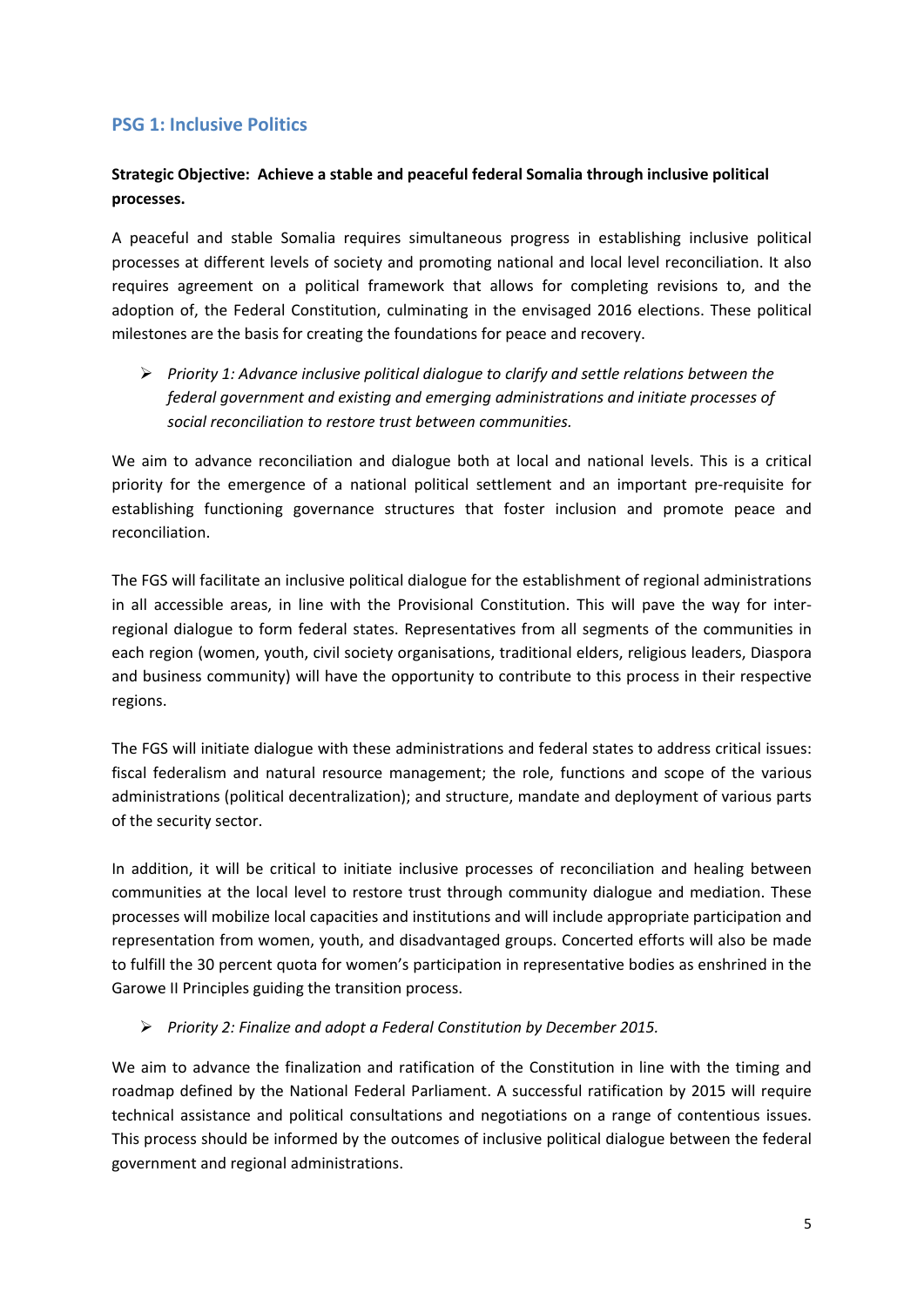## PSG 1: Inclusive Politics

**Strategic Objective: Achieve a stable and peaceful federal Somalia through inclusive political processes.**

A peaceful and stable Somalia requires simultaneous progress in establishing inclusive political processes at different levels of society and promoting national and local level reconciliation. It also requires agreement on a political framework that allows for completing revisions to, and the adoption of, the Federal Constitution, culminating in the envisaged 2016 elections. These political milestones are the basis for creating the foundations for peace and recovery.

- *Priority 1: Advance inclusive political dialogue to clarify and settle relations between the federal government and existing and emerging administrations and initiate processes of social reconciliation to restore trust between communities.*

We aim to advance reconciliation and dialogue both at local and national levels. This is a critical priority for the emergence of a national political settlement and an important pre-requisite for establishing functioning governance structures that foster inclusion and promote peace and reconciliation.

The FGS will facilitate an inclusive political dialogue for the establishment of regional administrations in all accessible areas, in line with the Provisional Constitution. This will pave the way for inter-regional dialogue to form federal states. Representatives from all segments of the communities in each region (women, youth, civil society organisations, traditional elders, religious leaders, Diaspora and business community) will have the opportunity to contribute to this process in their respective regions.

The FGS will initiate dialogue with these administrations and federal states to address critical issues: fiscal federalism and natural resource management; the role, functions and scope of the various administrations (political decentralization); and structure, mandate and deployment of various parts of the security sector.

In addition, it will be critical to initiate inclusive processes of reconciliation and healing between communities at the local level to restore trust through community dialogue and mediation. These processes will mobilize local capacities and institutions and will include appropriate participation and representation from women, youth, and disadvantaged groups. Concerted efforts will also be made to fulfill the 30 percent quota for women's participation in representative bodies as enshrined in the Garowe II Principles guiding the transition process.

- *Priority 2: Finalize and adopt a Federal Constitution by December 2015.*

We aim to advance the finalization and ratification of the Constitution in line with the timing and roadmap defined by the National Federal Parliament. A successful ratification by 2015 will require technical assistance and political consultations and negotiations on a range of contentious issues. This process should be informed by the outcomes of inclusive political dialogue between the federal government and regional administrations.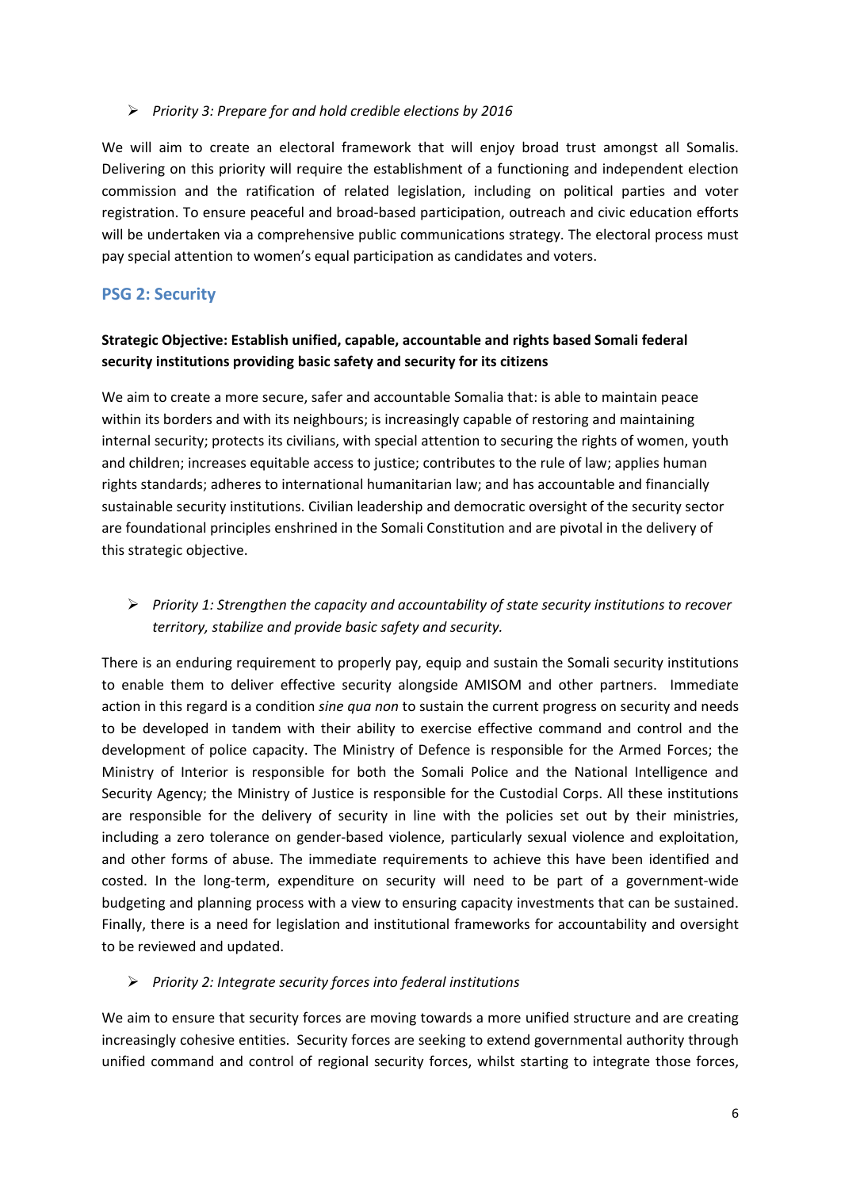- *Priority 3: Prepare for and hold credible elections by 2016*

We will aim to create an electoral framework that will enjoy broad trust amongst all Somalis. Delivering on this priority will require the establishment of a functioning and independent election commission and the ratification of related legislation, including on political parties and voter registration. To ensure peaceful and broad-based participation, outreach and civic education efforts will be undertaken via a comprehensive public communications strategy. The electoral process must pay special attention to women's equal participation as candidates and voters.

## PSG 2: Security

**Strategic Objective: Establish unified, capable, accountable and rights based Somali federal security institutions providing basic safety and security for its citizens**

We aim to create a more secure, safer and accountable Somalia that: is able to maintain peace within its borders and with its neighbours; is increasingly capable of restoring and maintaining internal security; protects its civilians, with special attention to securing the rights of women, youth and children; increases equitable access to justice; contributes to the rule of law; applies human rights standards; adheres to international humanitarian law; and has accountable and financially sustainable security institutions. Civilian leadership and democratic oversight of the security sector are foundational principles enshrined in the Somali Constitution and are pivotal in the delivery of this strategic objective.

- *Priority 1: Strengthen the capacity and accountability of state security institutions to recover territory, stabilize and provide basic safety and security.*

There is an enduring requirement to properly pay, equip and sustain the Somali security institutions to enable them to deliver effective security alongside AMISOM and other partners. Immediate action in this regard is a condition *sine qua non* to sustain the current progress on security and needs to be developed in tandem with their ability to exercise effective command and control and the development of police capacity. The Ministry of Defence is responsible for the Armed Forces; the Ministry of Interior is responsible for both the Somali Police and the National Intelligence and Security Agency; the Ministry of Justice is responsible for the Custodial Corps. All these institutions are responsible for the delivery of security in line with the policies set out by their ministries, including a zero tolerance on gender-based violence, particularly sexual violence and exploitation, and other forms of abuse. The immediate requirements to achieve this have been identified and costed. In the long-term, expenditure on security will need to be part of a government-wide budgeting and planning process with a view to ensuring capacity investments that can be sustained. Finally, there is a need for legislation and institutional frameworks for accountability and oversight to be reviewed and updated.

- *Priority 2: Integrate security forces into federal institutions*

We aim to ensure that security forces are moving towards a more unified structure and are creating increasingly cohesive entities. Security forces are seeking to extend governmental authority through unified command and control of regional security forces, whilst starting to integrate those forces,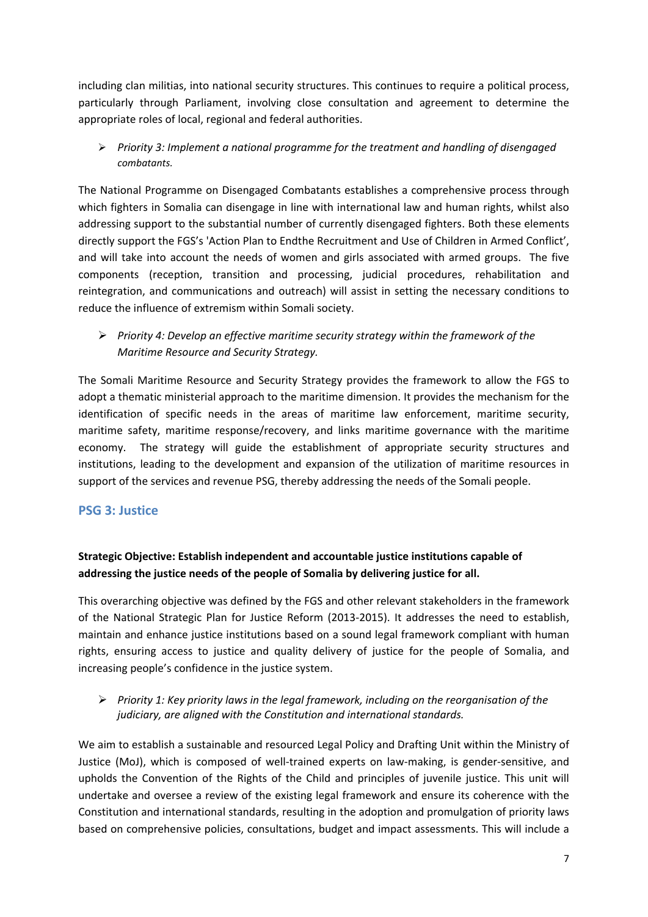including clan militias, into national security structures. This continues to require a political process, particularly through Parliament, involving close consultation and agreement to determine the appropriate roles of local, regional and federal authorities.

- *Priority 3: Implement a national programme for the treatment and handling of disengaged combatants.*

The National Programme on Disengaged Combatants establishes a comprehensive process through which fighters in Somalia can disengage in line with international law and human rights, whilst also addressing support to the substantial number of currently disengaged fighters. Both these elements directly support the FGS's 'Action Plan to Endthe Recruitment and Use of Children in Armed Conflict', and will take into account the needs of women and girls associated with armed groups. The five components (reception, transition and processing, judicial procedures, rehabilitation and reintegration, and communications and outreach) will assist in setting the necessary conditions to reduce the influence of extremism within Somali society.

- *Priority 4: Develop an effective maritime security strategy within the framework of the Maritime Resource and Security Strategy.*

The Somali Maritime Resource and Security Strategy provides the framework to allow the FGS to adopt a thematic ministerial approach to the maritime dimension. It provides the mechanism for the identification of specific needs in the areas of maritime law enforcement, maritime security, maritime safety, maritime response/recovery, and links maritime governance with the maritime economy. The strategy will guide the establishment of appropriate security structures and institutions, leading to the development and expansion of the utilization of maritime resources in support of the services and revenue PSG, thereby addressing the needs of the Somali people.

## PSG 3: Justice

**Strategic Objective: Establish independent and accountable justice institutions capable of addressing the justice needs of the people of Somalia by delivering justice for all.**

This overarching objective was defined by the FGS and other relevant stakeholders in the framework of the National Strategic Plan for Justice Reform (2013-2015). It addresses the need to establish, maintain and enhance justice institutions based on a sound legal framework compliant with human rights, ensuring access to justice and quality delivery of justice for the people of Somalia, and increasing people's confidence in the justice system.

- *Priority 1: Key priority laws in the legal framework, including on the reorganisation of the judiciary, are aligned with the Constitution and international standards.*

We aim to establish a sustainable and resourced Legal Policy and Drafting Unit within the Ministry of Justice (MoJ), which is composed of well-trained experts on law-making, is gender-sensitive, and upholds the Convention of the Rights of the Child and principles of juvenile justice. This unit will undertake and oversee a review of the existing legal framework and ensure its coherence with the Constitution and international standards, resulting in the adoption and promulgation of priority laws based on comprehensive policies, consultations, budget and impact assessments. This will include a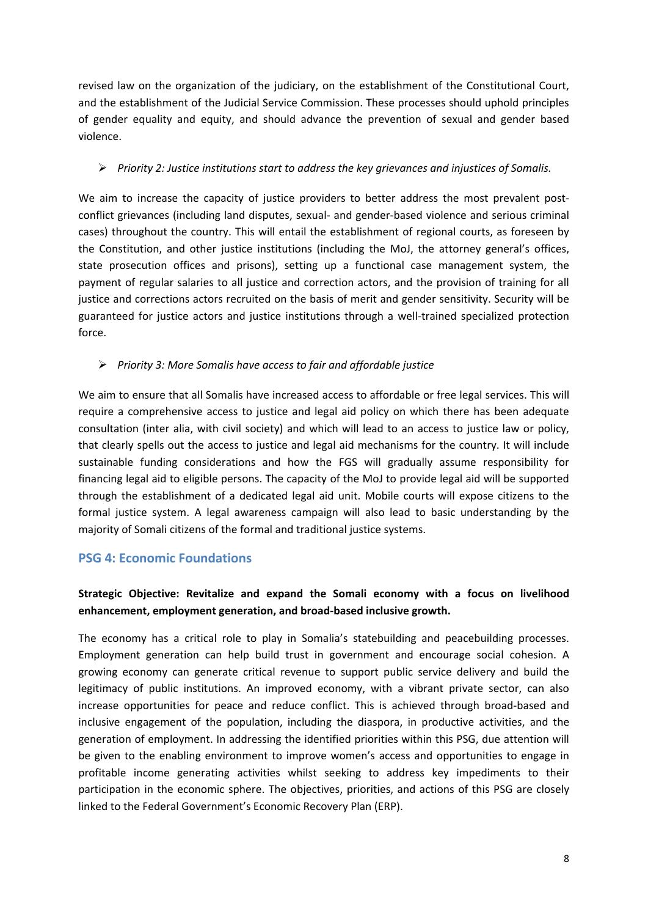revised law on the organization of the judiciary, on the establishment of the Constitutional Court, and the establishment of the Judicial Service Commission. These processes should uphold principles of gender equality and equity, and should advance the prevention of sexual and gender based violence.

- *Priority 2: Justice institutions start to address the key grievances and injustices of Somalis.*

We aim to increase the capacity of justice providers to better address the most prevalent post-conflict grievances (including land disputes, sexual- and gender-based violence and serious criminal cases) throughout the country. This will entail the establishment of regional courts, as foreseen by the Constitution, and other justice institutions (including the MoJ, the attorney general's offices, state prosecution offices and prisons), setting up a functional case management system, the payment of regular salaries to all justice and correction actors, and the provision of training for all justice and corrections actors recruited on the basis of merit and gender sensitivity. Security will be guaranteed for justice actors and justice institutions through a well-trained specialized protection force.

- *Priority 3: More Somalis have access to fair and affordable justice*

We aim to ensure that all Somalis have increased access to affordable or free legal services. This will require a comprehensive access to justice and legal aid policy on which there has been adequate consultation (inter alia, with civil society) and which will lead to an access to justice law or policy, that clearly spells out the access to justice and legal aid mechanisms for the country. It will include sustainable funding considerations and how the FGS will gradually assume responsibility for financing legal aid to eligible persons. The capacity of the MoJ to provide legal aid will be supported through the establishment of a dedicated legal aid unit. Mobile courts will expose citizens to the formal justice system. A legal awareness campaign will also lead to basic understanding by the majority of Somali citizens of the formal and traditional justice systems.

## PSG 4: Economic Foundations

**Strategic Objective: Revitalize and expand the Somali economy with a focus on livelihood enhancement, employment generation, and broad-based inclusive growth.**

The economy has a critical role to play in Somalia's statebuilding and peacebuilding processes. Employment generation can help build trust in government and encourage social cohesion. A growing economy can generate critical revenue to support public service delivery and build the legitimacy of public institutions. An improved economy, with a vibrant private sector, can also increase opportunities for peace and reduce conflict. This is achieved through broad-based and inclusive engagement of the population, including the diaspora, in productive activities, and the generation of employment. In addressing the identified priorities within this PSG, due attention will be given to the enabling environment to improve women's access and opportunities to engage in profitable income generating activities whilst seeking to address key impediments to their participation in the economic sphere. The objectives, priorities, and actions of this PSG are closely linked to the Federal Government's Economic Recovery Plan (ERP).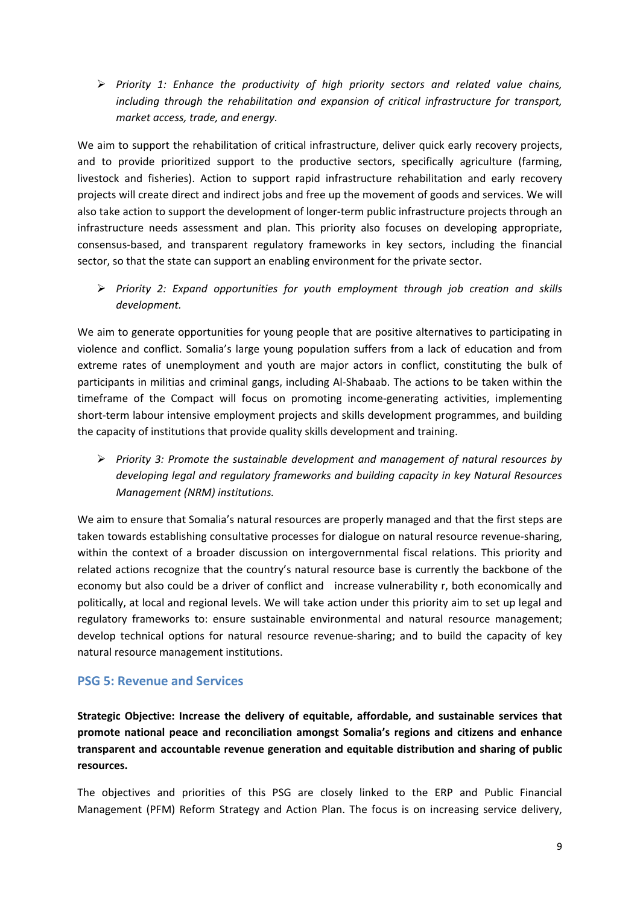- *Priority 1: Enhance the productivity of high priority sectors and related value chains, including through the rehabilitation and expansion of critical infrastructure for transport, market access, trade, and energy.*

We aim to support the rehabilitation of critical infrastructure, deliver quick early recovery projects, and to provide prioritized support to the productive sectors, specifically agriculture (farming, livestock and fisheries). Action to support rapid infrastructure rehabilitation and early recovery projects will create direct and indirect jobs and free up the movement of goods and services. We will also take action to support the development of longer-term public infrastructure projects through an infrastructure needs assessment and plan. This priority also focuses on developing appropriate, consensus-based, and transparent regulatory frameworks in key sectors, including the financial sector, so that the state can support an enabling environment for the private sector.

- *Priority 2: Expand opportunities for youth employment through job creation and skills development.*

We aim to generate opportunities for young people that are positive alternatives to participating in violence and conflict. Somalia's large young population suffers from a lack of education and from extreme rates of unemployment and youth are major actors in conflict, constituting the bulk of participants in militias and criminal gangs, including Al-Shabaab. The actions to be taken within the timeframe of the Compact will focus on promoting income-generating activities, implementing short-term labour intensive employment projects and skills development programmes, and building the capacity of institutions that provide quality skills development and training.

- *Priority 3: Promote the sustainable development and management of natural resources by developing legal and regulatory frameworks and building capacity in key Natural Resources Management (NRM) institutions.*

We aim to ensure that Somalia's natural resources are properly managed and that the first steps are taken towards establishing consultative processes for dialogue on natural resource revenue-sharing, within the context of a broader discussion on intergovernmental fiscal relations. This priority and related actions recognize that the country's natural resource base is currently the backbone of the economy but also could be a driver of conflict and increase vulnerability r, both economically and politically, at local and regional levels. We will take action under this priority aim to set up legal and regulatory frameworks to: ensure sustainable environmental and natural resource management; develop technical options for natural resource revenue-sharing; and to build the capacity of key natural resource management institutions.

## PSG 5: Revenue and Services

**Strategic Objective: Increase the delivery of equitable, affordable, and sustainable services that promote national peace and reconciliation amongst Somalia's regions and citizens and enhance transparent and accountable revenue generation and equitable distribution and sharing of public resources.**

The objectives and priorities of this PSG are closely linked to the ERP and Public Financial Management (PFM) Reform Strategy and Action Plan. The focus is on increasing service delivery,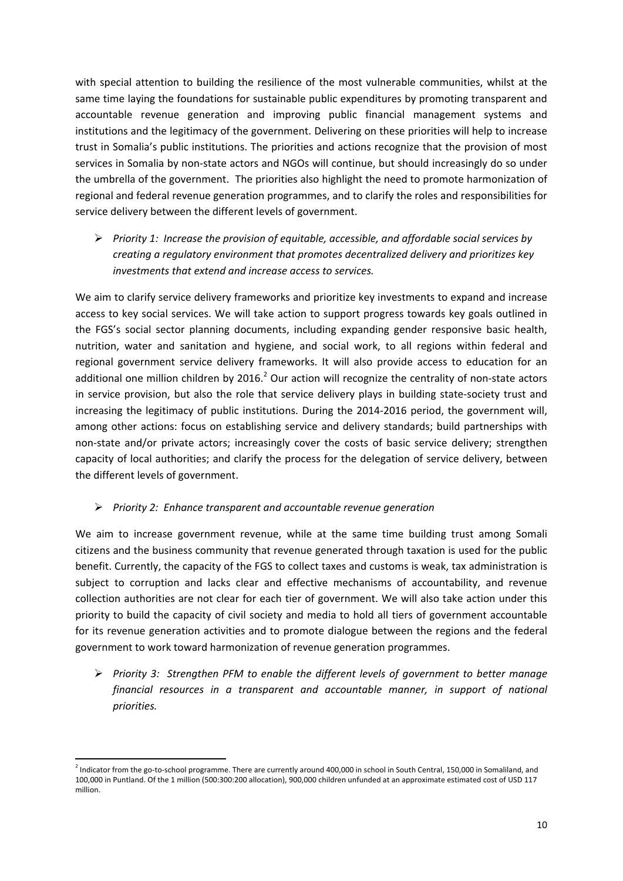with special attention to building the resilience of the most vulnerable communities, whilst at the same time laying the foundations for sustainable public expenditures by promoting transparent and accountable revenue generation and improving public financial management systems and institutions and the legitimacy of the government. Delivering on these priorities will help to increase trust in Somalia's public institutions. The priorities and actions recognize that the provision of most services in Somalia by non-state actors and NGOs will continue, but should increasingly do so under the umbrella of the government. The priorities also highlight the need to promote harmonization of regional and federal revenue generation programmes, and to clarify the roles and responsibilities for service delivery between the different levels of government.

- *Priority 1: Increase the provision of equitable, accessible, and affordable social services by creating a regulatory environment that promotes decentralized delivery and prioritizes key investments that extend and increase access to services.*

We aim to clarify service delivery frameworks and prioritize key investments to expand and increase access to key social services. We will take action to support progress towards key goals outlined in the FGS's social sector planning documents, including expanding gender responsive basic health, nutrition, water and sanitation and hygiene, and social work, to all regions within federal and regional government service delivery frameworks. It will also provide access to education for an additional one million children by 2016.[2] Our action will recognize the centrality of non-state actors in service provision, but also the role that service delivery plays in building state-society trust and increasing the legitimacy of public institutions. During the 2014-2016 period, the government will, among other actions: focus on establishing service and delivery standards; build partnerships with non-state and/or private actors; increasingly cover the costs of basic service delivery; strengthen capacity of local authorities; and clarify the process for the delegation of service delivery, between the different levels of government.

- *Priority 2: Enhance transparent and accountable revenue generation*

We aim to increase government revenue, while at the same time building trust among Somali citizens and the business community that revenue generated through taxation is used for the public benefit. Currently, the capacity of the FGS to collect taxes and customs is weak, tax administration is subject to corruption and lacks clear and effective mechanisms of accountability, and revenue collection authorities are not clear for each tier of government. We will also take action under this priority to build the capacity of civil society and media to hold all tiers of government accountable for its revenue generation activities and to promote dialogue between the regions and the federal government to work toward harmonization of revenue generation programmes.

- *Priority 3: Strengthen PFM to enable the different levels of government to better manage financial resources in a transparent and accountable manner, in support of national priorities.*

[2] Indicator from the go-to-school programme. There are currently around 400,000 in school in South Central, 150,000 in Somaliland, and 100,000 in Puntland. Of the 1 million (500:300:200 allocation), 900,000 children unfunded at an approximate estimated cost of USD 117 million.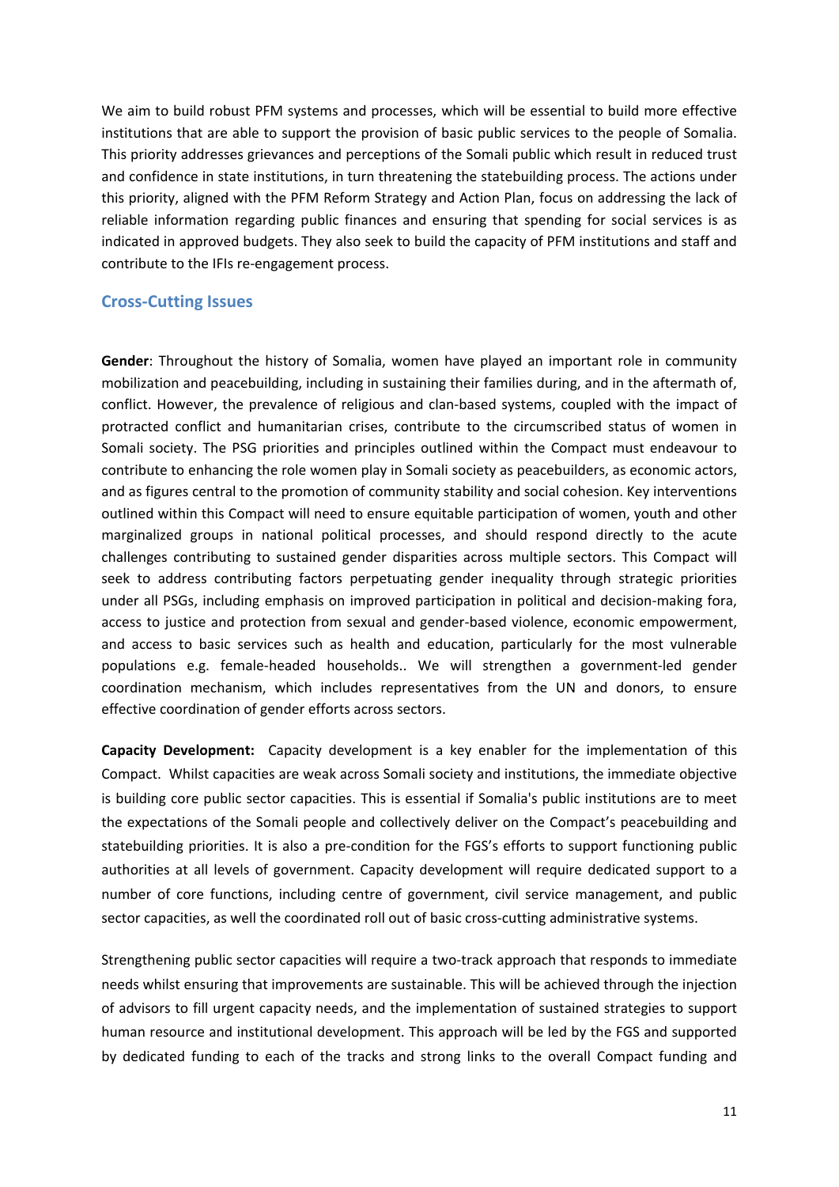We aim to build robust PFM systems and processes, which will be essential to build more effective institutions that are able to support the provision of basic public services to the people of Somalia. This priority addresses grievances and perceptions of the Somali public which result in reduced trust and confidence in state institutions, in turn threatening the statebuilding process. The actions under this priority, aligned with the PFM Reform Strategy and Action Plan, focus on addressing the lack of reliable information regarding public finances and ensuring that spending for social services is as indicated in approved budgets. They also seek to build the capacity of PFM institutions and staff and contribute to the IFIs re-engagement process.

## Cross-Cutting Issues

**Gender**: Throughout the history of Somalia, women have played an important role in community mobilization and peacebuilding, including in sustaining their families during, and in the aftermath of, conflict. However, the prevalence of religious and clan-based systems, coupled with the impact of protracted conflict and humanitarian crises, contribute to the circumscribed status of women in Somali society. The PSG priorities and principles outlined within the Compact must endeavour to contribute to enhancing the role women play in Somali society as peacebuilders, as economic actors, and as figures central to the promotion of community stability and social cohesion. Key interventions outlined within this Compact will need to ensure equitable participation of women, youth and other marginalized groups in national political processes, and should respond directly to the acute challenges contributing to sustained gender disparities across multiple sectors. This Compact will seek to address contributing factors perpetuating gender inequality through strategic priorities under all PSGs, including emphasis on improved participation in political and decision-making fora, access to justice and protection from sexual and gender-based violence, economic empowerment, and access to basic services such as health and education, particularly for the most vulnerable populations e.g. female-headed households.. We will strengthen a government-led gender coordination mechanism, which includes representatives from the UN and donors, to ensure effective coordination of gender efforts across sectors.

**Capacity Development:** Capacity development is a key enabler for the implementation of this Compact. Whilst capacities are weak across Somali society and institutions, the immediate objective is building core public sector capacities. This is essential if Somalia's public institutions are to meet the expectations of the Somali people and collectively deliver on the Compact's peacebuilding and statebuilding priorities. It is also a pre-condition for the FGS's efforts to support functioning public authorities at all levels of government. Capacity development will require dedicated support to a number of core functions, including centre of government, civil service management, and public sector capacities, as well the coordinated roll out of basic cross-cutting administrative systems.

Strengthening public sector capacities will require a two-track approach that responds to immediate needs whilst ensuring that improvements are sustainable. This will be achieved through the injection of advisors to fill urgent capacity needs, and the implementation of sustained strategies to support human resource and institutional development. This approach will be led by the FGS and supported by dedicated funding to each of the tracks and strong links to the overall Compact funding and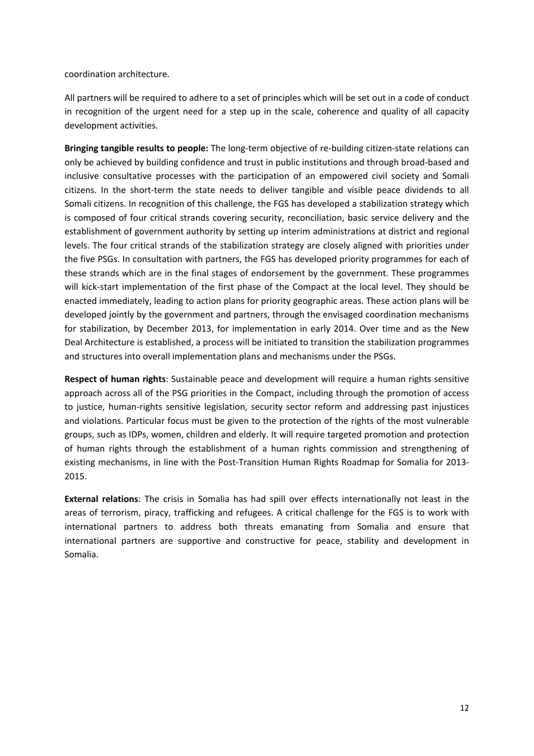coordination architecture.

All partners will be required to adhere to a set of principles which will be set out in a code of conduct in recognition of the urgent need for a step up in the scale, coherence and quality of all capacity development activities.

**Bringing tangible results to people:** The long-term objective of re-building citizen-state relations can only be achieved by building confidence and trust in public institutions and through broad-based and inclusive consultative processes with the participation of an empowered civil society and Somali citizens. In the short-term the state needs to deliver tangible and visible peace dividends to all Somali citizens. In recognition of this challenge, the FGS has developed a stabilization strategy which is composed of four critical strands covering security, reconciliation, basic service delivery and the establishment of government authority by setting up interim administrations at district and regional levels. The four critical strands of the stabilization strategy are closely aligned with priorities under the five PSGs. In consultation with partners, the FGS has developed priority programmes for each of these strands which are in the final stages of endorsement by the government. These programmes will kick-start implementation of the first phase of the Compact at the local level. They should be enacted immediately, leading to action plans for priority geographic areas. These action plans will be developed jointly by the government and partners, through the envisaged coordination mechanisms for stabilization, by December 2013, for implementation in early 2014. Over time and as the New Deal Architecture is established, a process will be initiated to transition the stabilization programmes and structures into overall implementation plans and mechanisms under the PSGs.

**Respect of human rights**: Sustainable peace and development will require a human rights sensitive approach across all of the PSG priorities in the Compact, including through the promotion of access to justice, human-rights sensitive legislation, security sector reform and addressing past injustices and violations. Particular focus must be given to the protection of the rights of the most vulnerable groups, such as IDPs, women, children and elderly. It will require targeted promotion and protection of human rights through the establishment of a human rights commission and strengthening of existing mechanisms, in line with the Post-Transition Human Rights Roadmap for Somalia for 2013-2015.

**External relations**: The crisis in Somalia has had spill over effects internationally not least in the areas of terrorism, piracy, trafficking and refugees. A critical challenge for the FGS is to work with international partners to address both threats emanating from Somalia and ensure that international partners are supportive and constructive for peace, stability and development in Somalia.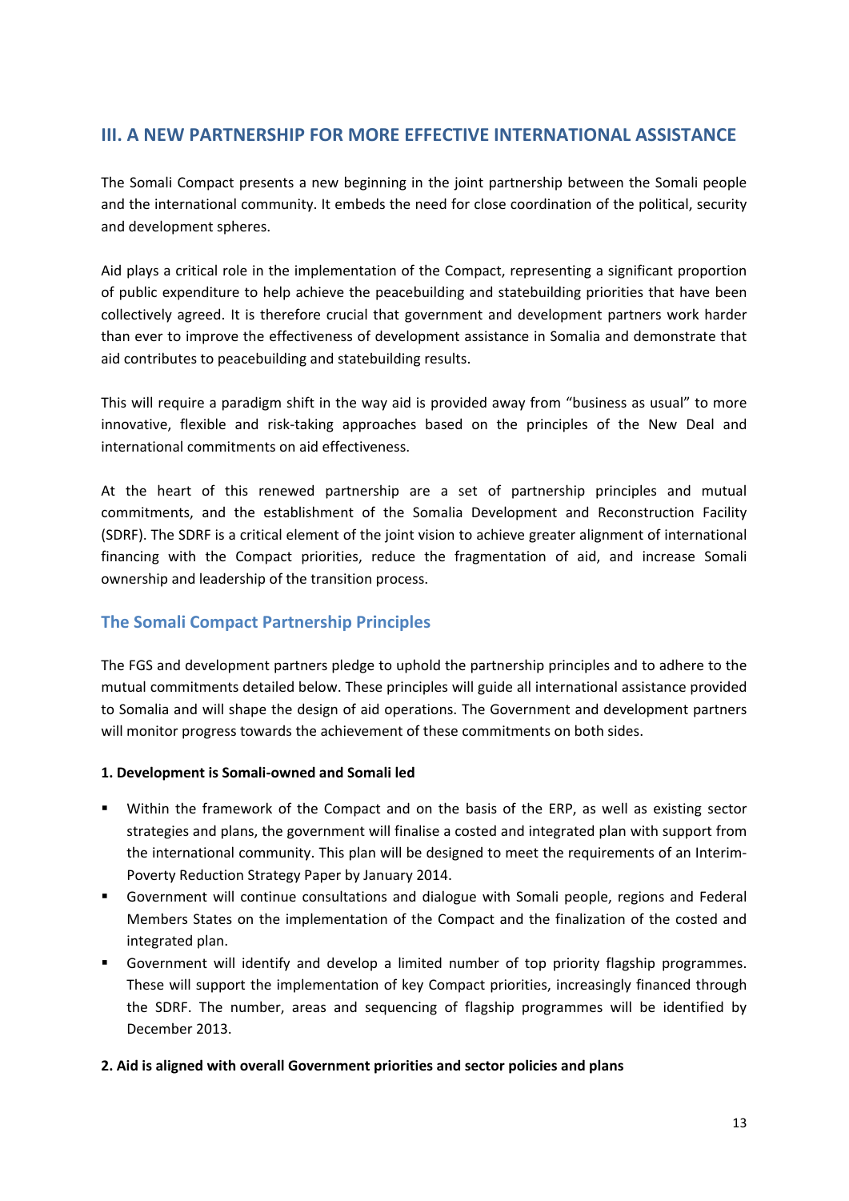## III. A NEW PARTNERSHIP FOR MORE EFFECTIVE INTERNATIONAL ASSISTANCE

The Somali Compact presents a new beginning in the joint partnership between the Somali people and the international community. It embeds the need for close coordination of the political, security and development spheres.

Aid plays a critical role in the implementation of the Compact, representing a significant proportion of public expenditure to help achieve the peacebuilding and statebuilding priorities that have been collectively agreed. It is therefore crucial that government and development partners work harder than ever to improve the effectiveness of development assistance in Somalia and demonstrate that aid contributes to peacebuilding and statebuilding results.

This will require a paradigm shift in the way aid is provided away from "business as usual" to more innovative, flexible and risk-taking approaches based on the principles of the New Deal and international commitments on aid effectiveness.

At the heart of this renewed partnership are a set of partnership principles and mutual commitments, and the establishment of the Somalia Development and Reconstruction Facility (SDRF). The SDRF is a critical element of the joint vision to achieve greater alignment of international financing with the Compact priorities, reduce the fragmentation of aid, and increase Somali ownership and leadership of the transition process.

### The Somali Compact Partnership Principles

The FGS and development partners pledge to uphold the partnership principles and to adhere to the mutual commitments detailed below. These principles will guide all international assistance provided to Somalia and will shape the design of aid operations. The Government and development partners will monitor progress towards the achievement of these commitments on both sides.

**1. Development is Somali-owned and Somali led**

- Within the framework of the Compact and on the basis of the ERP, as well as existing sector strategies and plans, the government will finalise a costed and integrated plan with support from the international community. This plan will be designed to meet the requirements of an Interim-Poverty Reduction Strategy Paper by January 2014.
- Government will continue consultations and dialogue with Somali people, regions and Federal Members States on the implementation of the Compact and the finalization of the costed and integrated plan.
- Government will identify and develop a limited number of top priority flagship programmes. These will support the implementation of key Compact priorities, increasingly financed through the SDRF. The number, areas and sequencing of flagship programmes will be identified by December 2013.

**2. Aid is aligned with overall Government priorities and sector policies and plans**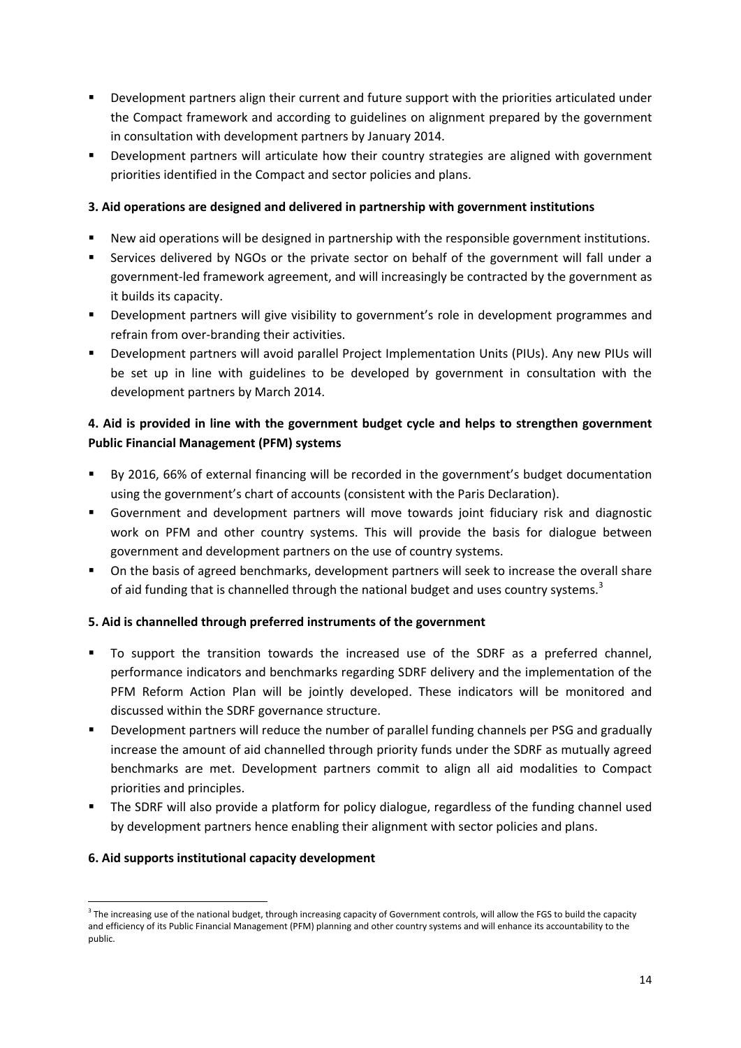- Development partners align their current and future support with the priorities articulated under the Compact framework and according to guidelines on alignment prepared by the government in consultation with development partners by January 2014.
- Development partners will articulate how their country strategies are aligned with government priorities identified in the Compact and sector policies and plans.

**3. Aid operations are designed and delivered in partnership with government institutions**

- New aid operations will be designed in partnership with the responsible government institutions.
- Services delivered by NGOs or the private sector on behalf of the government will fall under a government-led framework agreement, and will increasingly be contracted by the government as it builds its capacity.
- Development partners will give visibility to government's role in development programmes and refrain from over-branding their activities.
- Development partners will avoid parallel Project Implementation Units (PIUs). Any new PIUs will be set up in line with guidelines to be developed by government in consultation with the development partners by March 2014.

**4. Aid is provided in line with the government budget cycle and helps to strengthen government Public Financial Management (PFM) systems**

- By 2016, 66% of external financing will be recorded in the government's budget documentation using the government's chart of accounts (consistent with the Paris Declaration).
- Government and development partners will move towards joint fiduciary risk and diagnostic work on PFM and other country systems. This will provide the basis for dialogue between government and development partners on the use of country systems.
- On the basis of agreed benchmarks, development partners will seek to increase the overall share of aid funding that is channelled through the national budget and uses country systems.[3]

**5. Aid is channelled through preferred instruments of the government**

- To support the transition towards the increased use of the SDRF as a preferred channel, performance indicators and benchmarks regarding SDRF delivery and the implementation of the PFM Reform Action Plan will be jointly developed. These indicators will be monitored and discussed within the SDRF governance structure.
- Development partners will reduce the number of parallel funding channels per PSG and gradually increase the amount of aid channelled through priority funds under the SDRF as mutually agreed benchmarks are met. Development partners commit to align all aid modalities to Compact priorities and principles.
- The SDRF will also provide a platform for policy dialogue, regardless of the funding channel used by development partners hence enabling their alignment with sector policies and plans.

**6. Aid supports institutional capacity development**

---

[3] The increasing use of the national budget, through increasing capacity of Government controls, will allow the FGS to build the capacity and efficiency of its Public Financial Management (PFM) planning and other country systems and will enhance its accountability to the public.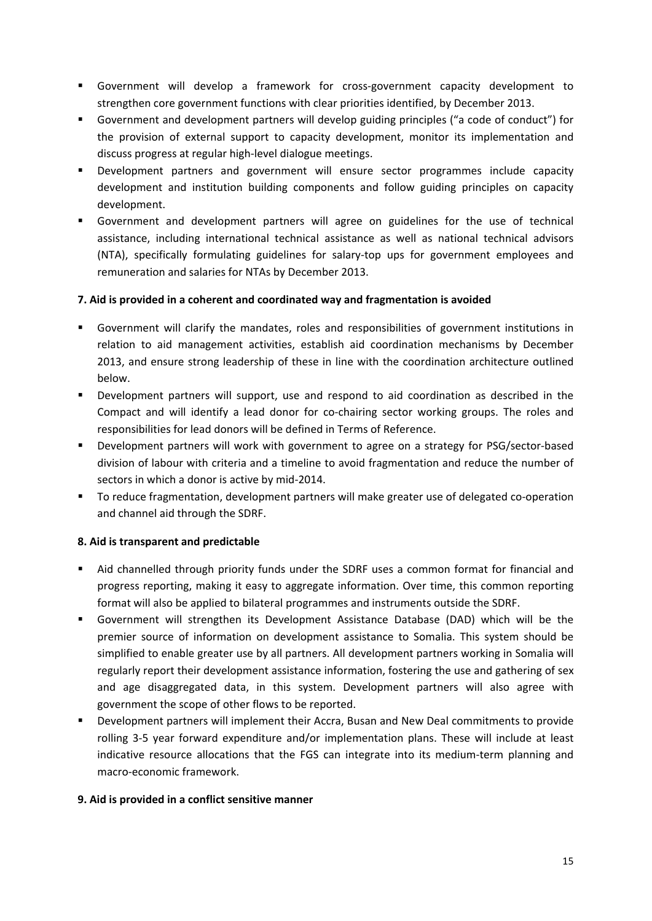- Government will develop a framework for cross-government capacity development to strengthen core government functions with clear priorities identified, by December 2013.
- Government and development partners will develop guiding principles ("a code of conduct") for the provision of external support to capacity development, monitor its implementation and discuss progress at regular high-level dialogue meetings.
- Development partners and government will ensure sector programmes include capacity development and institution building components and follow guiding principles on capacity development.
- Government and development partners will agree on guidelines for the use of technical assistance, including international technical assistance as well as national technical advisors (NTA), specifically formulating guidelines for salary-top ups for government employees and remuneration and salaries for NTAs by December 2013.

**7. Aid is provided in a coherent and coordinated way and fragmentation is avoided**

- Government will clarify the mandates, roles and responsibilities of government institutions in relation to aid management activities, establish aid coordination mechanisms by December 2013, and ensure strong leadership of these in line with the coordination architecture outlined below.
- Development partners will support, use and respond to aid coordination as described in the Compact and will identify a lead donor for co-chairing sector working groups. The roles and responsibilities for lead donors will be defined in Terms of Reference.
- Development partners will work with government to agree on a strategy for PSG/sector-based division of labour with criteria and a timeline to avoid fragmentation and reduce the number of sectors in which a donor is active by mid-2014.
- To reduce fragmentation, development partners will make greater use of delegated co-operation and channel aid through the SDRF.

**8. Aid is transparent and predictable**

- Aid channelled through priority funds under the SDRF uses a common format for financial and progress reporting, making it easy to aggregate information. Over time, this common reporting format will also be applied to bilateral programmes and instruments outside the SDRF.
- Government will strengthen its Development Assistance Database (DAD) which will be the premier source of information on development assistance to Somalia. This system should be simplified to enable greater use by all partners. All development partners working in Somalia will regularly report their development assistance information, fostering the use and gathering of sex and age disaggregated data, in this system. Development partners will also agree with government the scope of other flows to be reported.
- Development partners will implement their Accra, Busan and New Deal commitments to provide rolling 3-5 year forward expenditure and/or implementation plans. These will include at least indicative resource allocations that the FGS can integrate into its medium-term planning and macro-economic framework.

**9. Aid is provided in a conflict sensitive manner**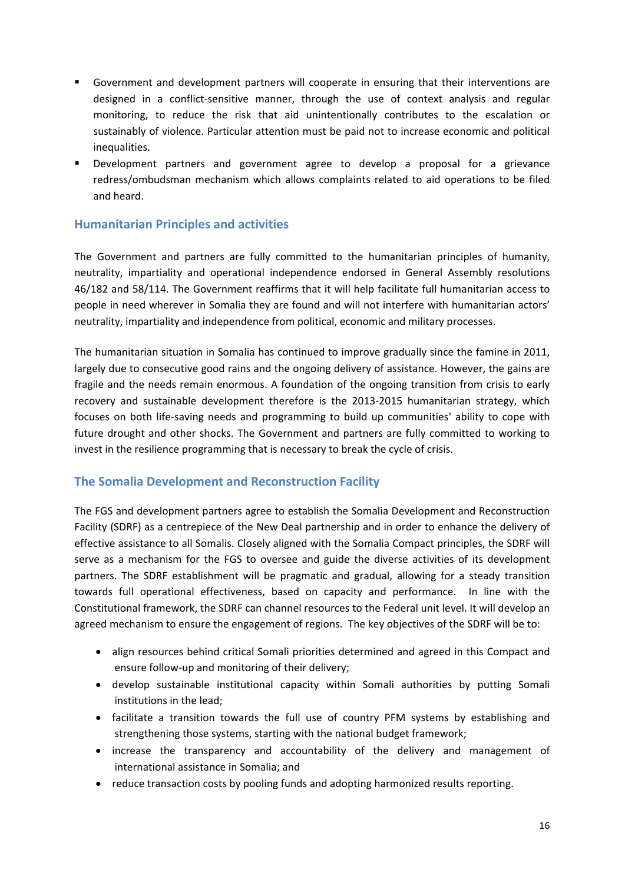- Government and development partners will cooperate in ensuring that their interventions are designed in a conflict-sensitive manner, through the use of context analysis and regular monitoring, to reduce the risk that aid unintentionally contributes to the escalation or sustainably of violence. Particular attention must be paid not to increase economic and political inequalities.
- Development partners and government agree to develop a proposal for a grievance redress/ombudsman mechanism which allows complaints related to aid operations to be filed and heard.

## Humanitarian Principles and activities

The Government and partners are fully committed to the humanitarian principles of humanity, neutrality, impartiality and operational independence endorsed in General Assembly resolutions 46/182 and 58/114. The Government reaffirms that it will help facilitate full humanitarian access to people in need wherever in Somalia they are found and will not interfere with humanitarian actors' neutrality, impartiality and independence from political, economic and military processes.

The humanitarian situation in Somalia has continued to improve gradually since the famine in 2011, largely due to consecutive good rains and the ongoing delivery of assistance. However, the gains are fragile and the needs remain enormous. A foundation of the ongoing transition from crisis to early recovery and sustainable development therefore is the 2013-2015 humanitarian strategy, which focuses on both life-saving needs and programming to build up communities' ability to cope with future drought and other shocks. The Government and partners are fully committed to working to invest in the resilience programming that is necessary to break the cycle of crisis.

## The Somalia Development and Reconstruction Facility

The FGS and development partners agree to establish the Somalia Development and Reconstruction Facility (SDRF) as a centrepiece of the New Deal partnership and in order to enhance the delivery of effective assistance to all Somalis. Closely aligned with the Somalia Compact principles, the SDRF will serve as a mechanism for the FGS to oversee and guide the diverse activities of its development partners. The SDRF establishment will be pragmatic and gradual, allowing for a steady transition towards full operational effectiveness, based on capacity and performance. In line with the Constitutional framework, the SDRF can channel resources to the Federal unit level. It will develop an agreed mechanism to ensure the engagement of regions. The key objectives of the SDRF will be to:

- align resources behind critical Somali priorities determined and agreed in this Compact and ensure follow-up and monitoring of their delivery;
- develop sustainable institutional capacity within Somali authorities by putting Somali institutions in the lead;
- facilitate a transition towards the full use of country PFM systems by establishing and strengthening those systems, starting with the national budget framework;
- increase the transparency and accountability of the delivery and management of international assistance in Somalia; and
- reduce transaction costs by pooling funds and adopting harmonized results reporting.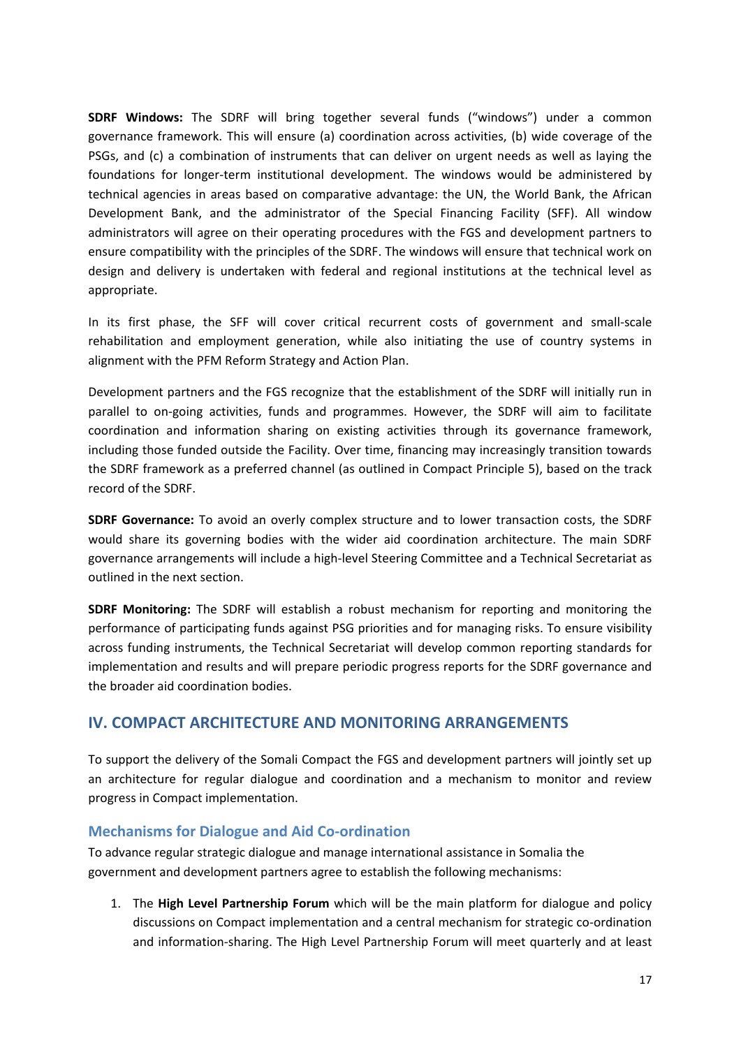**SDRF Windows:** The SDRF will bring together several funds ("windows") under a common governance framework. This will ensure (a) coordination across activities, (b) wide coverage of the PSGs, and (c) a combination of instruments that can deliver on urgent needs as well as laying the foundations for longer-term institutional development. The windows would be administered by technical agencies in areas based on comparative advantage: the UN, the World Bank, the African Development Bank, and the administrator of the Special Financing Facility (SFF). All window administrators will agree on their operating procedures with the FGS and development partners to ensure compatibility with the principles of the SDRF. The windows will ensure that technical work on design and delivery is undertaken with federal and regional institutions at the technical level as appropriate.

In its first phase, the SFF will cover critical recurrent costs of government and small-scale rehabilitation and employment generation, while also initiating the use of country systems in alignment with the PFM Reform Strategy and Action Plan.

Development partners and the FGS recognize that the establishment of the SDRF will initially run in parallel to on-going activities, funds and programmes. However, the SDRF will aim to facilitate coordination and information sharing on existing activities through its governance framework, including those funded outside the Facility. Over time, financing may increasingly transition towards the SDRF framework as a preferred channel (as outlined in Compact Principle 5), based on the track record of the SDRF.

**SDRF Governance:** To avoid an overly complex structure and to lower transaction costs, the SDRF would share its governing bodies with the wider aid coordination architecture. The main SDRF governance arrangements will include a high-level Steering Committee and a Technical Secretariat as outlined in the next section.

**SDRF Monitoring:** The SDRF will establish a robust mechanism for reporting and monitoring the performance of participating funds against PSG priorities and for managing risks. To ensure visibility across funding instruments, the Technical Secretariat will develop common reporting standards for implementation and results and will prepare periodic progress reports for the SDRF governance and the broader aid coordination bodies.

## IV. COMPACT ARCHITECTURE AND MONITORING ARRANGEMENTS

To support the delivery of the Somali Compact the FGS and development partners will jointly set up an architecture for regular dialogue and coordination and a mechanism to monitor and review progress in Compact implementation.

### Mechanisms for Dialogue and Aid Co-ordination

To advance regular strategic dialogue and manage international assistance in Somalia the government and development partners agree to establish the following mechanisms:

1. The **High Level Partnership Forum** which will be the main platform for dialogue and policy discussions on Compact implementation and a central mechanism for strategic co-ordination and information-sharing. The High Level Partnership Forum will meet quarterly and at least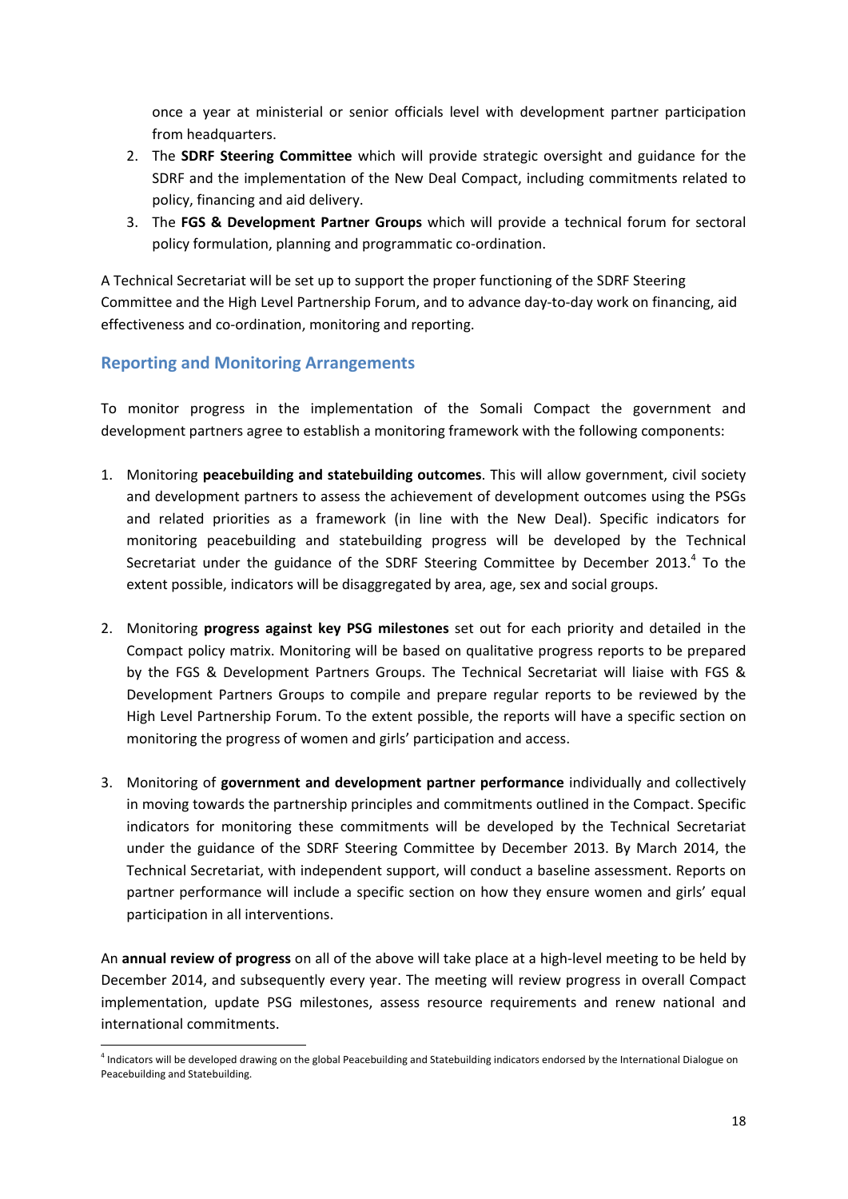once a year at ministerial or senior officials level with development partner participation from headquarters.

2. The **SDRF Steering Committee** which will provide strategic oversight and guidance for the SDRF and the implementation of the New Deal Compact, including commitments related to policy, financing and aid delivery.
3. The **FGS & Development Partner Groups** which will provide a technical forum for sectoral policy formulation, planning and programmatic co-ordination.

A Technical Secretariat will be set up to support the proper functioning of the SDRF Steering Committee and the High Level Partnership Forum, and to advance day-to-day work on financing, aid effectiveness and co-ordination, monitoring and reporting.

## Reporting and Monitoring Arrangements

To monitor progress in the implementation of the Somali Compact the government and development partners agree to establish a monitoring framework with the following components:

1. Monitoring **peacebuilding and statebuilding outcomes**. This will allow government, civil society and development partners to assess the achievement of development outcomes using the PSGs and related priorities as a framework (in line with the New Deal). Specific indicators for monitoring peacebuilding and statebuilding progress will be developed by the Technical Secretariat under the guidance of the SDRF Steering Committee by December 2013.[4] To the extent possible, indicators will be disaggregated by area, age, sex and social groups.

2. Monitoring **progress against key PSG milestones** set out for each priority and detailed in the Compact policy matrix. Monitoring will be based on qualitative progress reports to be prepared by the FGS & Development Partners Groups. The Technical Secretariat will liaise with FGS & Development Partners Groups to compile and prepare regular reports to be reviewed by the High Level Partnership Forum. To the extent possible, the reports will have a specific section on monitoring the progress of women and girls' participation and access.

3. Monitoring of **government and development partner performance** individually and collectively in moving towards the partnership principles and commitments outlined in the Compact. Specific indicators for monitoring these commitments will be developed by the Technical Secretariat under the guidance of the SDRF Steering Committee by December 2013. By March 2014, the Technical Secretariat, with independent support, will conduct a baseline assessment. Reports on partner performance will include a specific section on how they ensure women and girls' equal participation in all interventions.

An **annual review of progress** on all of the above will take place at a high-level meeting to be held by December 2014, and subsequently every year. The meeting will review progress in overall Compact implementation, update PSG milestones, assess resource requirements and renew national and international commitments.

[4] Indicators will be developed drawing on the global Peacebuilding and Statebuilding indicators endorsed by the International Dialogue on Peacebuilding and Statebuilding.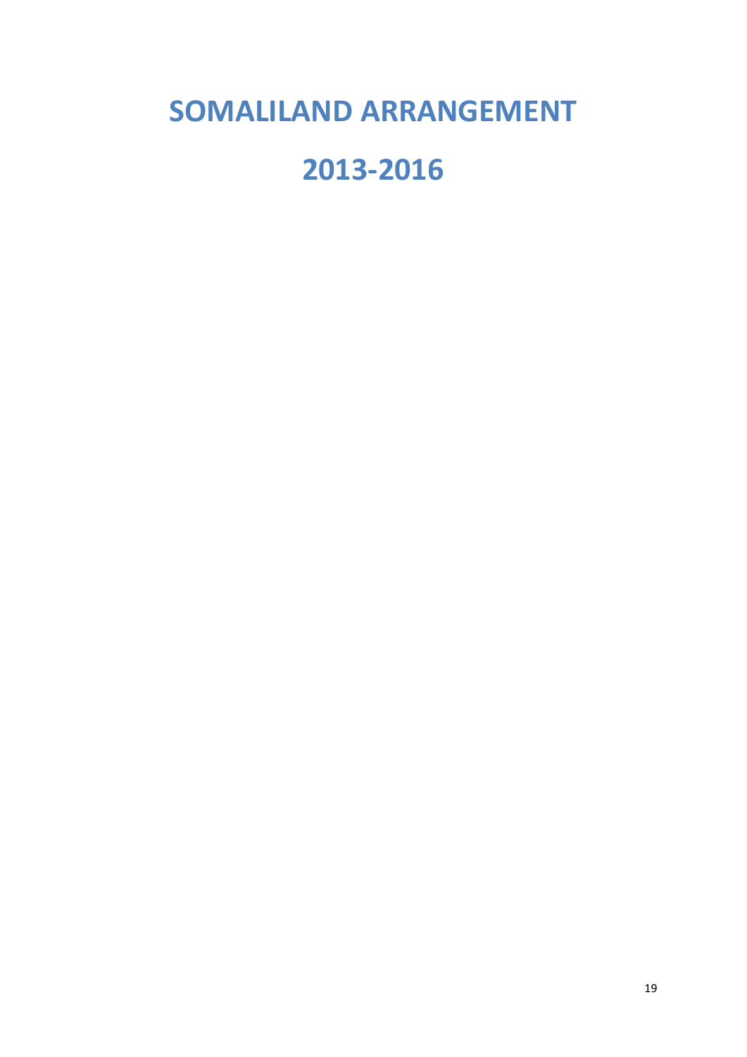# SOMALILAND ARRANGEMENT

# 2013-2016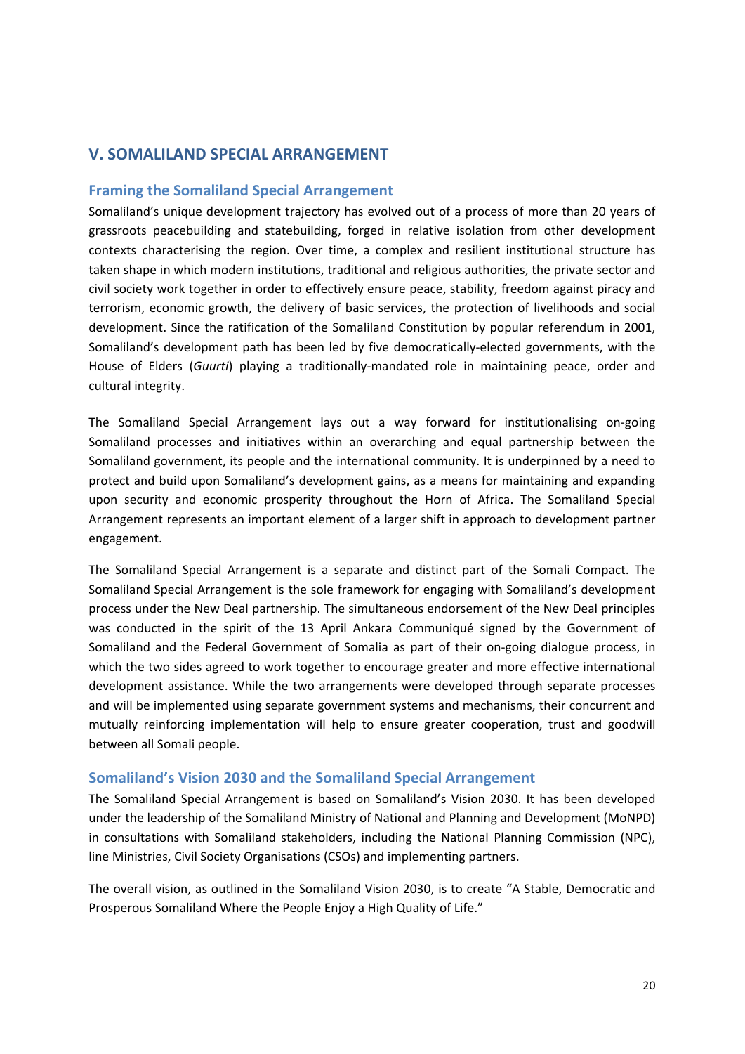## V. SOMALILAND SPECIAL ARRANGEMENT

### Framing the Somaliland Special Arrangement

Somaliland's unique development trajectory has evolved out of a process of more than 20 years of grassroots peacebuilding and statebuilding, forged in relative isolation from other development contexts characterising the region. Over time, a complex and resilient institutional structure has taken shape in which modern institutions, traditional and religious authorities, the private sector and civil society work together in order to effectively ensure peace, stability, freedom against piracy and terrorism, economic growth, the delivery of basic services, the protection of livelihoods and social development. Since the ratification of the Somaliland Constitution by popular referendum in 2001, Somaliland's development path has been led by five democratically-elected governments, with the House of Elders (*Guurti*) playing a traditionally-mandated role in maintaining peace, order and cultural integrity.

The Somaliland Special Arrangement lays out a way forward for institutionalising on-going Somaliland processes and initiatives within an overarching and equal partnership between the Somaliland government, its people and the international community. It is underpinned by a need to protect and build upon Somaliland's development gains, as a means for maintaining and expanding upon security and economic prosperity throughout the Horn of Africa. The Somaliland Special Arrangement represents an important element of a larger shift in approach to development partner engagement.

The Somaliland Special Arrangement is a separate and distinct part of the Somali Compact. The Somaliland Special Arrangement is the sole framework for engaging with Somaliland's development process under the New Deal partnership. The simultaneous endorsement of the New Deal principles was conducted in the spirit of the 13 April Ankara Communiqué signed by the Government of Somaliland and the Federal Government of Somalia as part of their on-going dialogue process, in which the two sides agreed to work together to encourage greater and more effective international development assistance. While the two arrangements were developed through separate processes and will be implemented using separate government systems and mechanisms, their concurrent and mutually reinforcing implementation will help to ensure greater cooperation, trust and goodwill between all Somali people.

### Somaliland's Vision 2030 and the Somaliland Special Arrangement

The Somaliland Special Arrangement is based on Somaliland's Vision 2030. It has been developed under the leadership of the Somaliland Ministry of National and Planning and Development (MoNPD) in consultations with Somaliland stakeholders, including the National Planning Commission (NPC), line Ministries, Civil Society Organisations (CSOs) and implementing partners.

The overall vision, as outlined in the Somaliland Vision 2030, is to create "A Stable, Democratic and Prosperous Somaliland Where the People Enjoy a High Quality of Life."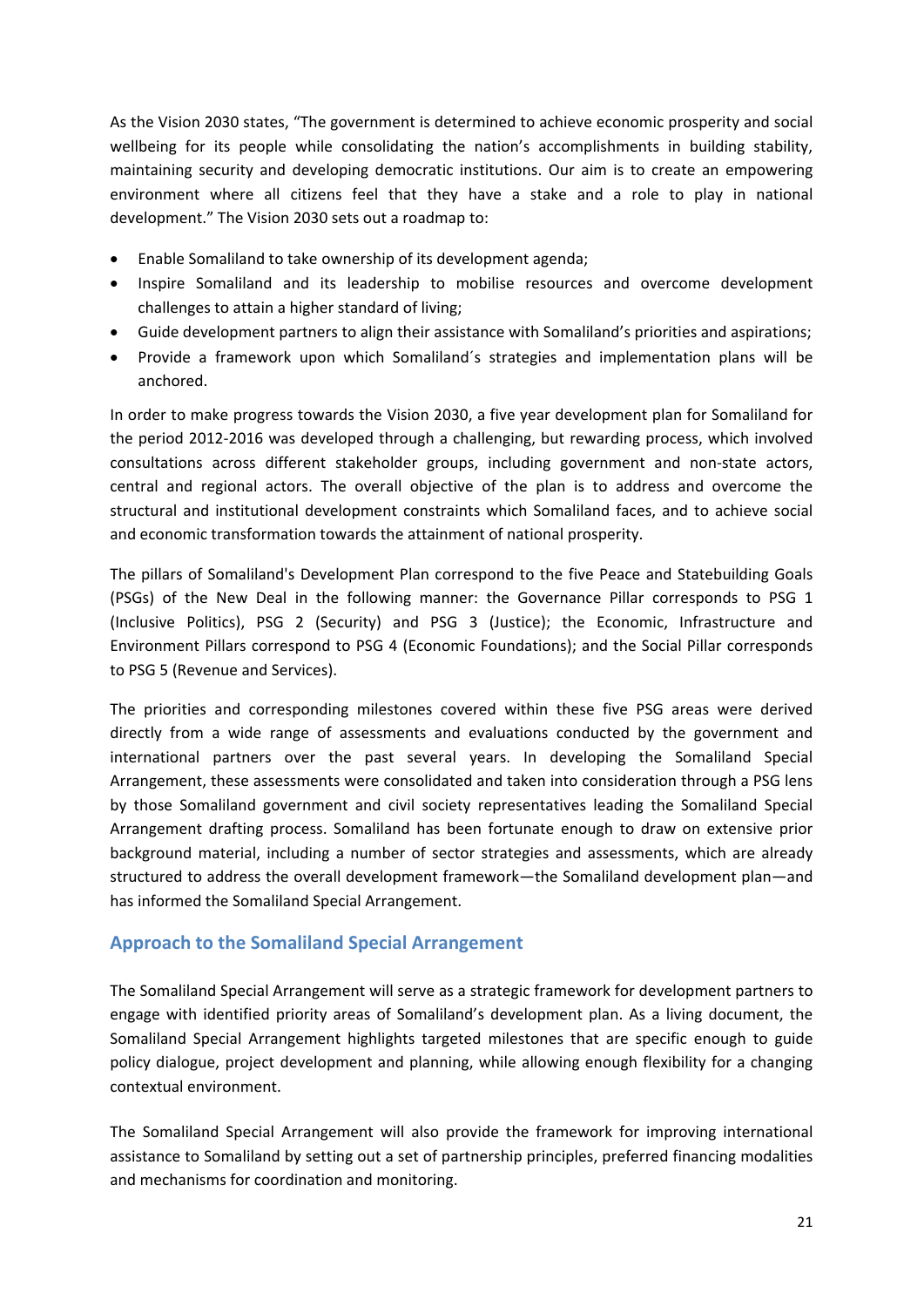As the Vision 2030 states, "The government is determined to achieve economic prosperity and social wellbeing for its people while consolidating the nation's accomplishments in building stability, maintaining security and developing democratic institutions. Our aim is to create an empowering environment where all citizens feel that they have a stake and a role to play in national development." The Vision 2030 sets out a roadmap to:

- Enable Somaliland to take ownership of its development agenda;
- Inspire Somaliland and its leadership to mobilise resources and overcome development challenges to attain a higher standard of living;
- Guide development partners to align their assistance with Somaliland's priorities and aspirations;
- Provide a framework upon which Somaliland´s strategies and implementation plans will be anchored.

In order to make progress towards the Vision 2030, a five year development plan for Somaliland for the period 2012-2016 was developed through a challenging, but rewarding process, which involved consultations across different stakeholder groups, including government and non-state actors, central and regional actors. The overall objective of the plan is to address and overcome the structural and institutional development constraints which Somaliland faces, and to achieve social and economic transformation towards the attainment of national prosperity.

The pillars of Somaliland's Development Plan correspond to the five Peace and Statebuilding Goals (PSGs) of the New Deal in the following manner: the Governance Pillar corresponds to PSG 1 (Inclusive Politics), PSG 2 (Security) and PSG 3 (Justice); the Economic, Infrastructure and Environment Pillars correspond to PSG 4 (Economic Foundations); and the Social Pillar corresponds to PSG 5 (Revenue and Services).

The priorities and corresponding milestones covered within these five PSG areas were derived directly from a wide range of assessments and evaluations conducted by the government and international partners over the past several years. In developing the Somaliland Special Arrangement, these assessments were consolidated and taken into consideration through a PSG lens by those Somaliland government and civil society representatives leading the Somaliland Special Arrangement drafting process. Somaliland has been fortunate enough to draw on extensive prior background material, including a number of sector strategies and assessments, which are already structured to address the overall development framework—the Somaliland development plan—and has informed the Somaliland Special Arrangement.

## Approach to the Somaliland Special Arrangement

The Somaliland Special Arrangement will serve as a strategic framework for development partners to engage with identified priority areas of Somaliland's development plan. As a living document, the Somaliland Special Arrangement highlights targeted milestones that are specific enough to guide policy dialogue, project development and planning, while allowing enough flexibility for a changing contextual environment.

The Somaliland Special Arrangement will also provide the framework for improving international assistance to Somaliland by setting out a set of partnership principles, preferred financing modalities and mechanisms for coordination and monitoring.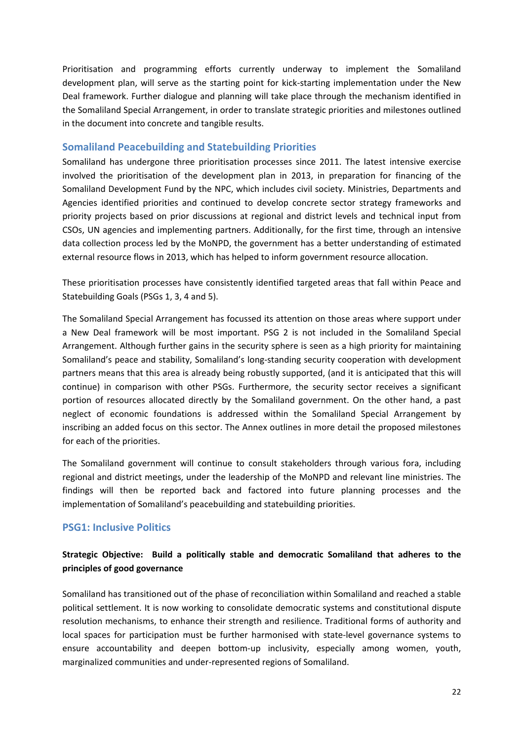Prioritisation and programming efforts currently underway to implement the Somaliland development plan, will serve as the starting point for kick-starting implementation under the New Deal framework. Further dialogue and planning will take place through the mechanism identified in the Somaliland Special Arrangement, in order to translate strategic priorities and milestones outlined in the document into concrete and tangible results.

## Somaliland Peacebuilding and Statebuilding Priorities

Somaliland has undergone three prioritisation processes since 2011. The latest intensive exercise involved the prioritisation of the development plan in 2013, in preparation for financing of the Somaliland Development Fund by the NPC, which includes civil society. Ministries, Departments and Agencies identified priorities and continued to develop concrete sector strategy frameworks and priority projects based on prior discussions at regional and district levels and technical input from CSOs, UN agencies and implementing partners. Additionally, for the first time, through an intensive data collection process led by the MoNPD, the government has a better understanding of estimated external resource flows in 2013, which has helped to inform government resource allocation.

These prioritisation processes have consistently identified targeted areas that fall within Peace and Statebuilding Goals (PSGs 1, 3, 4 and 5).

The Somaliland Special Arrangement has focussed its attention on those areas where support under a New Deal framework will be most important. PSG 2 is not included in the Somaliland Special Arrangement. Although further gains in the security sphere is seen as a high priority for maintaining Somaliland's peace and stability, Somaliland's long-standing security cooperation with development partners means that this area is already being robustly supported, (and it is anticipated that this will continue) in comparison with other PSGs. Furthermore, the security sector receives a significant portion of resources allocated directly by the Somaliland government. On the other hand, a past neglect of economic foundations is addressed within the Somaliland Special Arrangement by inscribing an added focus on this sector. The Annex outlines in more detail the proposed milestones for each of the priorities.

The Somaliland government will continue to consult stakeholders through various fora, including regional and district meetings, under the leadership of the MoNPD and relevant line ministries. The findings will then be reported back and factored into future planning processes and the implementation of Somaliland's peacebuilding and statebuilding priorities.

## PSG1: Inclusive Politics

**Strategic Objective: Build a politically stable and democratic Somaliland that adheres to the principles of good governance**

Somaliland has transitioned out of the phase of reconciliation within Somaliland and reached a stable political settlement. It is now working to consolidate democratic systems and constitutional dispute resolution mechanisms, to enhance their strength and resilience. Traditional forms of authority and local spaces for participation must be further harmonised with state-level governance systems to ensure accountability and deepen bottom-up inclusivity, especially among women, youth, marginalized communities and under-represented regions of Somaliland.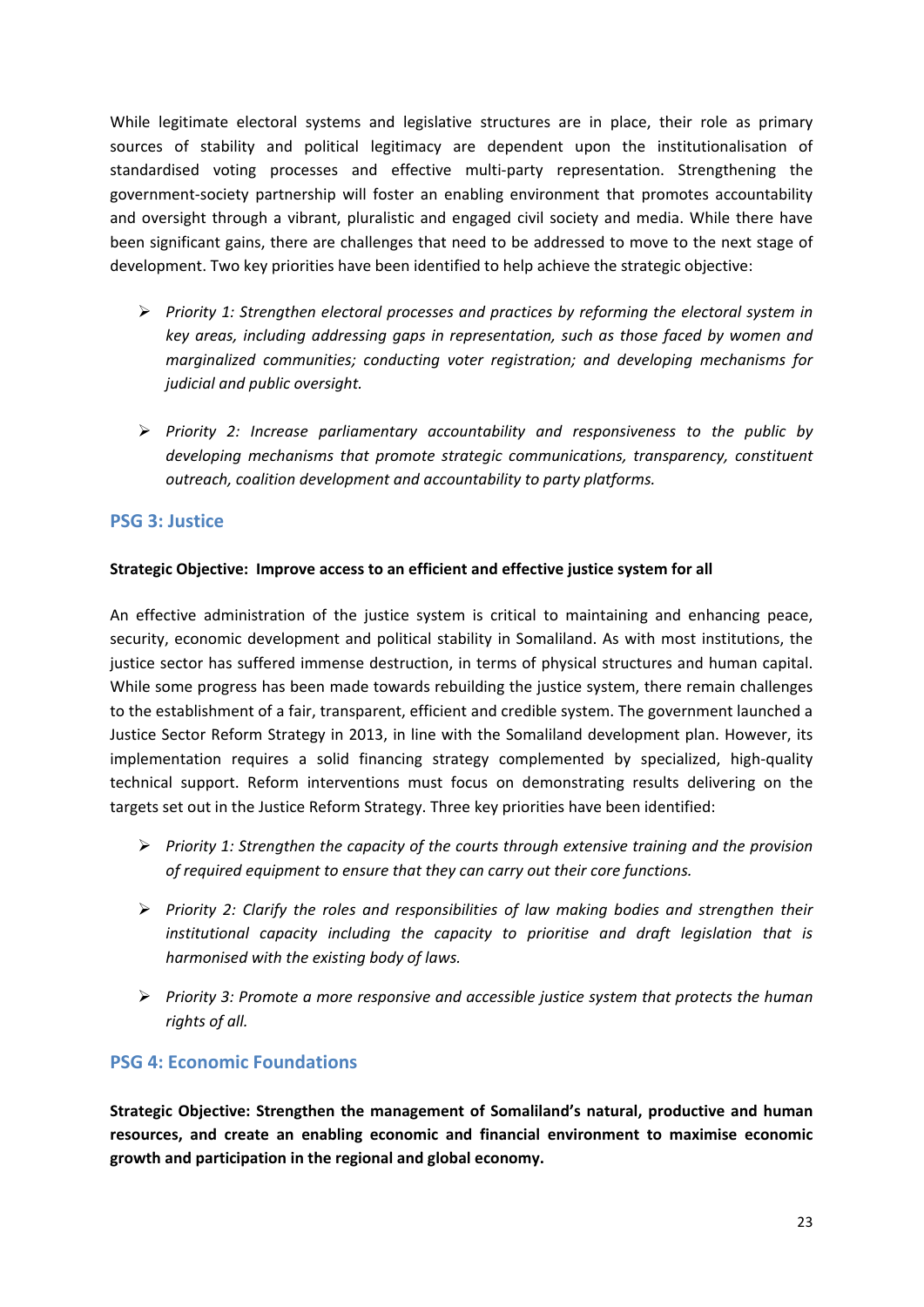While legitimate electoral systems and legislative structures are in place, their role as primary sources of stability and political legitimacy are dependent upon the institutionalisation of standardised voting processes and effective multi-party representation. Strengthening the government-society partnership will foster an enabling environment that promotes accountability and oversight through a vibrant, pluralistic and engaged civil society and media. While there have been significant gains, there are challenges that need to be addressed to move to the next stage of development. Two key priorities have been identified to help achieve the strategic objective:

- *Priority 1: Strengthen electoral processes and practices by reforming the electoral system in key areas, including addressing gaps in representation, such as those faced by women and marginalized communities; conducting voter registration; and developing mechanisms for judicial and public oversight.*

- *Priority 2: Increase parliamentary accountability and responsiveness to the public by developing mechanisms that promote strategic communications, transparency, constituent outreach, coalition development and accountability to party platforms.*

## PSG 3: Justice

**Strategic Objective: Improve access to an efficient and effective justice system for all**

An effective administration of the justice system is critical to maintaining and enhancing peace, security, economic development and political stability in Somaliland. As with most institutions, the justice sector has suffered immense destruction, in terms of physical structures and human capital. While some progress has been made towards rebuilding the justice system, there remain challenges to the establishment of a fair, transparent, efficient and credible system. The government launched a Justice Sector Reform Strategy in 2013, in line with the Somaliland development plan. However, its implementation requires a solid financing strategy complemented by specialized, high-quality technical support. Reform interventions must focus on demonstrating results delivering on the targets set out in the Justice Reform Strategy. Three key priorities have been identified:

- *Priority 1: Strengthen the capacity of the courts through extensive training and the provision of required equipment to ensure that they can carry out their core functions.*

- *Priority 2: Clarify the roles and responsibilities of law making bodies and strengthen their institutional capacity including the capacity to prioritise and draft legislation that is harmonised with the existing body of laws.*

- *Priority 3: Promote a more responsive and accessible justice system that protects the human rights of all.*

## PSG 4: Economic Foundations

**Strategic Objective: Strengthen the management of Somaliland's natural, productive and human resources, and create an enabling economic and financial environment to maximise economic growth and participation in the regional and global economy.**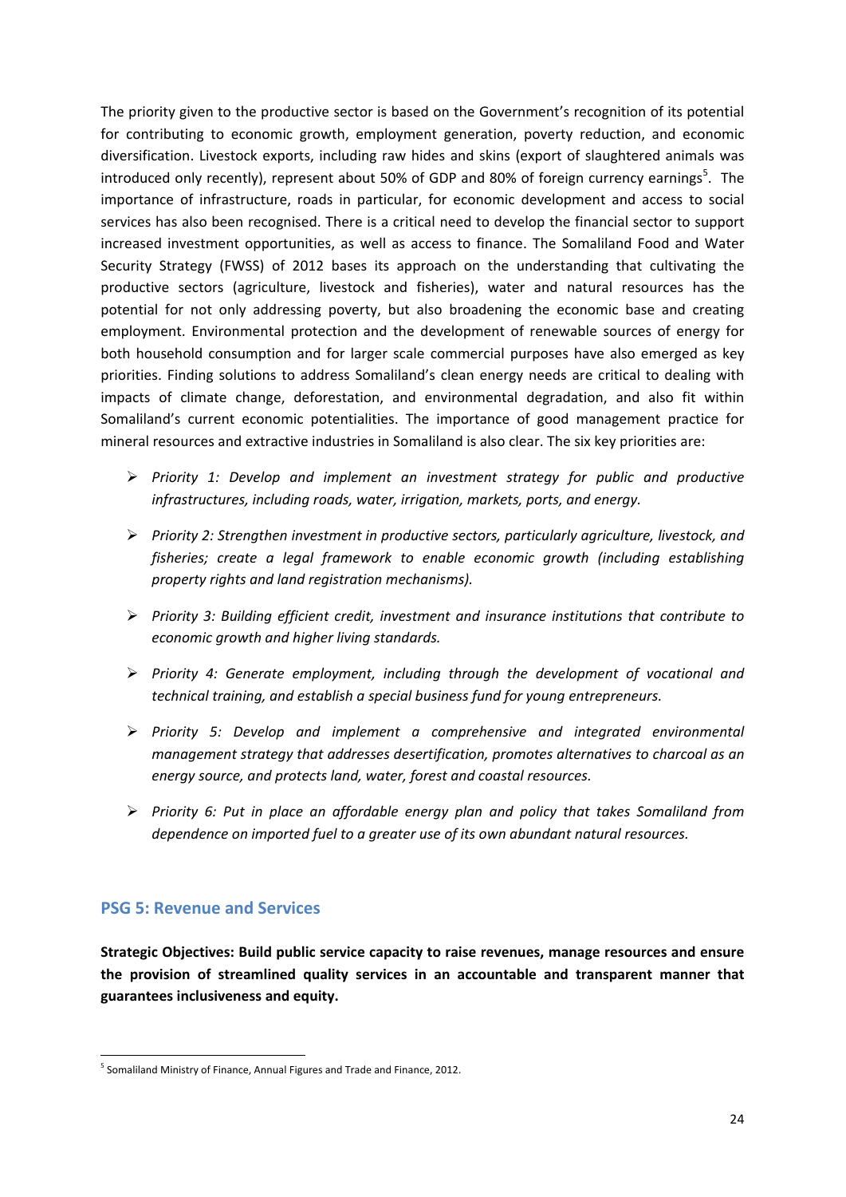The priority given to the productive sector is based on the Government's recognition of its potential for contributing to economic growth, employment generation, poverty reduction, and economic diversification. Livestock exports, including raw hides and skins (export of slaughtered animals was introduced only recently), represent about 50% of GDP and 80% of foreign currency earnings[5]. The importance of infrastructure, roads in particular, for economic development and access to social services has also been recognised. There is a critical need to develop the financial sector to support increased investment opportunities, as well as access to finance. The Somaliland Food and Water Security Strategy (FWSS) of 2012 bases its approach on the understanding that cultivating the productive sectors (agriculture, livestock and fisheries), water and natural resources has the potential for not only addressing poverty, but also broadening the economic base and creating employment. Environmental protection and the development of renewable sources of energy for both household consumption and for larger scale commercial purposes have also emerged as key priorities. Finding solutions to address Somaliland's clean energy needs are critical to dealing with impacts of climate change, deforestation, and environmental degradation, and also fit within Somaliland's current economic potentialities. The importance of good management practice for mineral resources and extractive industries in Somaliland is also clear. The six key priorities are:

- *Priority 1: Develop and implement an investment strategy for public and productive infrastructures, including roads, water, irrigation, markets, ports, and energy.*
- *Priority 2: Strengthen investment in productive sectors, particularly agriculture, livestock, and fisheries; create a legal framework to enable economic growth (including establishing property rights and land registration mechanisms).*
- *Priority 3: Building efficient credit, investment and insurance institutions that contribute to economic growth and higher living standards.*
- *Priority 4: Generate employment, including through the development of vocational and technical training, and establish a special business fund for young entrepreneurs.*
- *Priority 5: Develop and implement a comprehensive and integrated environmental management strategy that addresses desertification, promotes alternatives to charcoal as an energy source, and protects land, water, forest and coastal resources.*
- *Priority 6: Put in place an affordable energy plan and policy that takes Somaliland from dependence on imported fuel to a greater use of its own abundant natural resources.*

## PSG 5: Revenue and Services

**Strategic Objectives: Build public service capacity to raise revenues, manage resources and ensure the provision of streamlined quality services in an accountable and transparent manner that guarantees inclusiveness and equity.**

[5] Somaliland Ministry of Finance, Annual Figures and Trade and Finance, 2012.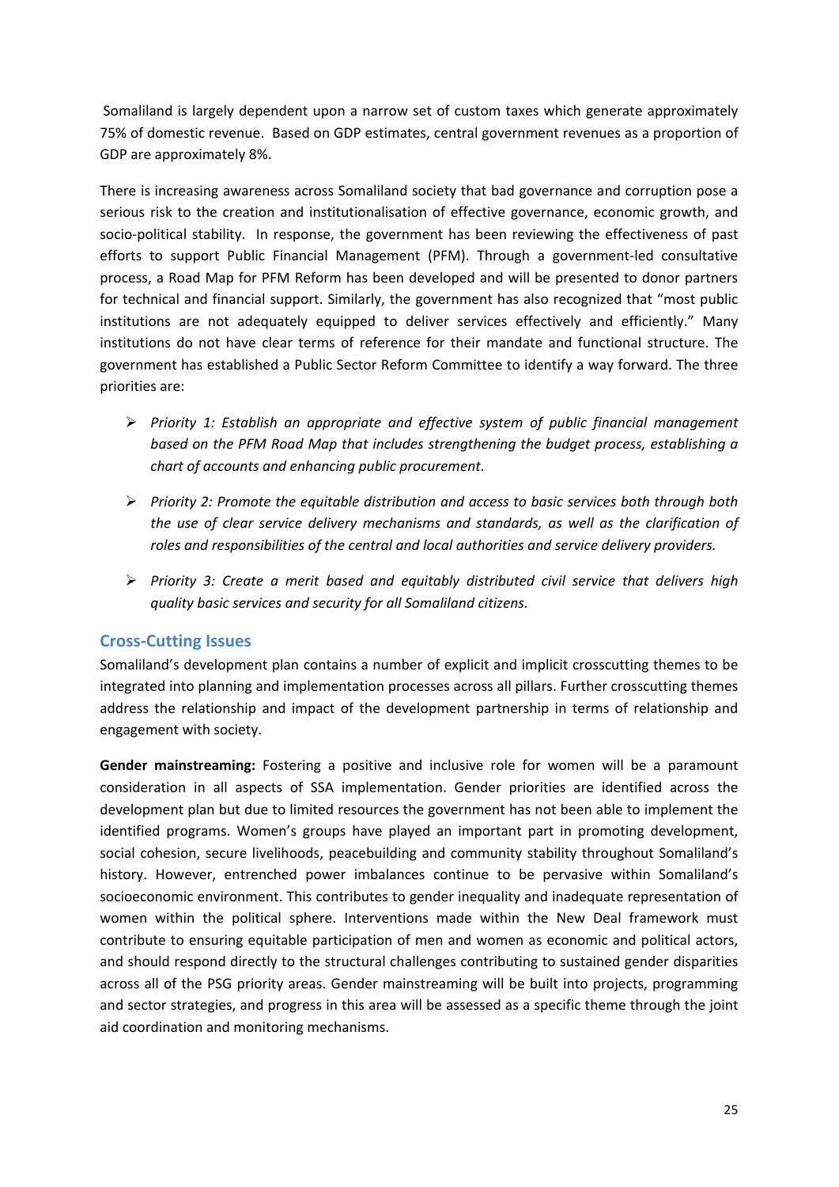Somaliland is largely dependent upon a narrow set of custom taxes which generate approximately 75% of domestic revenue. Based on GDP estimates, central government revenues as a proportion of GDP are approximately 8%.

There is increasing awareness across Somaliland society that bad governance and corruption pose a serious risk to the creation and institutionalisation of effective governance, economic growth, and socio-political stability. In response, the government has been reviewing the effectiveness of past efforts to support Public Financial Management (PFM). Through a government-led consultative process, a Road Map for PFM Reform has been developed and will be presented to donor partners for technical and financial support. Similarly, the government has also recognized that "most public institutions are not adequately equipped to deliver services effectively and efficiently." Many institutions do not have clear terms of reference for their mandate and functional structure. The government has established a Public Sector Reform Committee to identify a way forward. The three priorities are:

- *Priority 1: Establish an appropriate and effective system of public financial management based on the PFM Road Map that includes strengthening the budget process, establishing a chart of accounts and enhancing public procurement.*
- *Priority 2: Promote the equitable distribution and access to basic services both through both the use of clear service delivery mechanisms and standards, as well as the clarification of roles and responsibilities of the central and local authorities and service delivery providers.*
- *Priority 3: Create a merit based and equitably distributed civil service that delivers high quality basic services and security for all Somaliland citizens.*

## Cross-Cutting Issues

Somaliland's development plan contains a number of explicit and implicit crosscutting themes to be integrated into planning and implementation processes across all pillars. Further crosscutting themes address the relationship and impact of the development partnership in terms of relationship and engagement with society.

**Gender mainstreaming:** Fostering a positive and inclusive role for women will be a paramount consideration in all aspects of SSA implementation. Gender priorities are identified across the development plan but due to limited resources the government has not been able to implement the identified programs. Women's groups have played an important part in promoting development, social cohesion, secure livelihoods, peacebuilding and community stability throughout Somaliland's history. However, entrenched power imbalances continue to be pervasive within Somaliland's socioeconomic environment. This contributes to gender inequality and inadequate representation of women within the political sphere. Interventions made within the New Deal framework must contribute to ensuring equitable participation of men and women as economic and political actors, and should respond directly to the structural challenges contributing to sustained gender disparities across all of the PSG priority areas. Gender mainstreaming will be built into projects, programming and sector strategies, and progress in this area will be assessed as a specific theme through the joint aid coordination and monitoring mechanisms.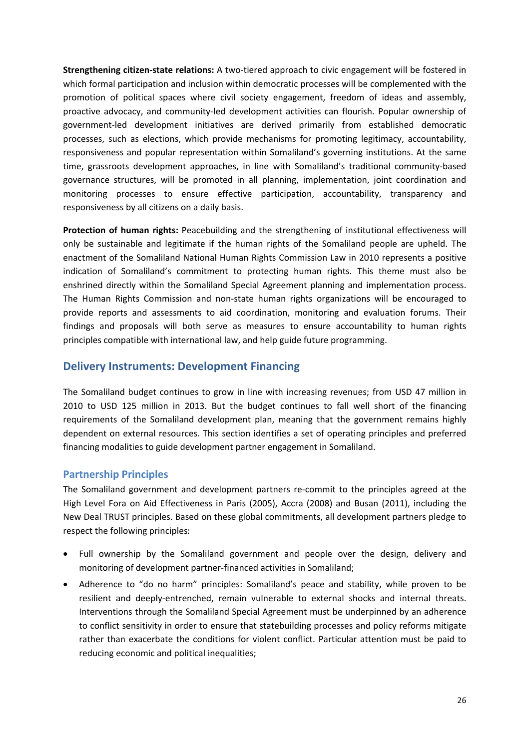**Strengthening citizen-state relations:** A two-tiered approach to civic engagement will be fostered in which formal participation and inclusion within democratic processes will be complemented with the promotion of political spaces where civil society engagement, freedom of ideas and assembly, proactive advocacy, and community-led development activities can flourish. Popular ownership of government-led development initiatives are derived primarily from established democratic processes, such as elections, which provide mechanisms for promoting legitimacy, accountability, responsiveness and popular representation within Somaliland's governing institutions. At the same time, grassroots development approaches, in line with Somaliland's traditional community-based governance structures, will be promoted in all planning, implementation, joint coordination and monitoring processes to ensure effective participation, accountability, transparency and responsiveness by all citizens on a daily basis.

**Protection of human rights:** Peacebuilding and the strengthening of institutional effectiveness will only be sustainable and legitimate if the human rights of the Somaliland people are upheld. The enactment of the Somaliland National Human Rights Commission Law in 2010 represents a positive indication of Somaliland's commitment to protecting human rights. This theme must also be enshrined directly within the Somaliland Special Agreement planning and implementation process. The Human Rights Commission and non-state human rights organizations will be encouraged to provide reports and assessments to aid coordination, monitoring and evaluation forums. Their findings and proposals will both serve as measures to ensure accountability to human rights principles compatible with international law, and help guide future programming.

## Delivery Instruments: Development Financing

The Somaliland budget continues to grow in line with increasing revenues; from USD 47 million in 2010 to USD 125 million in 2013. But the budget continues to fall well short of the financing requirements of the Somaliland development plan, meaning that the government remains highly dependent on external resources. This section identifies a set of operating principles and preferred financing modalities to guide development partner engagement in Somaliland.

### Partnership Principles

The Somaliland government and development partners re-commit to the principles agreed at the High Level Fora on Aid Effectiveness in Paris (2005), Accra (2008) and Busan (2011), including the New Deal TRUST principles. Based on these global commitments, all development partners pledge to respect the following principles:

- Full ownership by the Somaliland government and people over the design, delivery and monitoring of development partner-financed activities in Somaliland;
- Adherence to "do no harm" principles: Somaliland's peace and stability, while proven to be resilient and deeply-entrenched, remain vulnerable to external shocks and internal threats. Interventions through the Somaliland Special Agreement must be underpinned by an adherence to conflict sensitivity in order to ensure that statebuilding processes and policy reforms mitigate rather than exacerbate the conditions for violent conflict. Particular attention must be paid to reducing economic and political inequalities;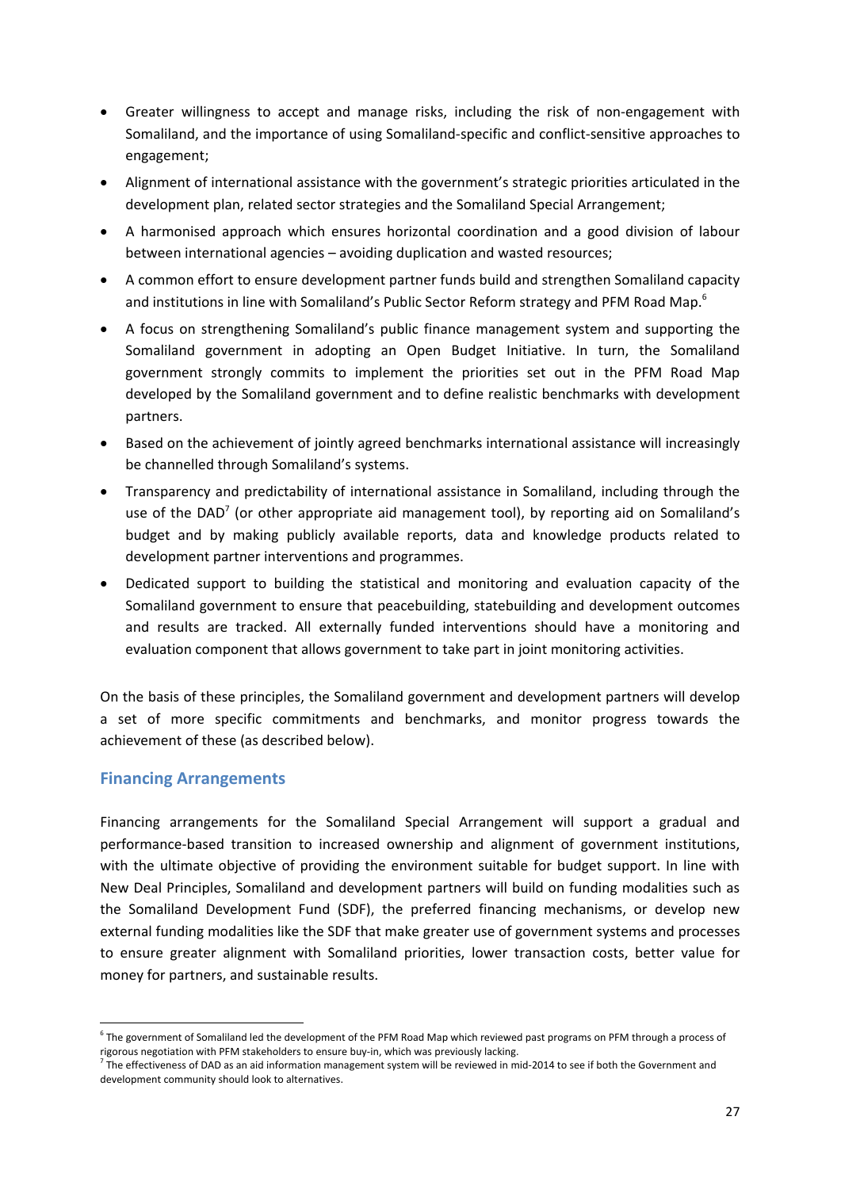- Greater willingness to accept and manage risks, including the risk of non-engagement with Somaliland, and the importance of using Somaliland-specific and conflict-sensitive approaches to engagement;
- Alignment of international assistance with the government's strategic priorities articulated in the development plan, related sector strategies and the Somaliland Special Arrangement;
- A harmonised approach which ensures horizontal coordination and a good division of labour between international agencies – avoiding duplication and wasted resources;
- A common effort to ensure development partner funds build and strengthen Somaliland capacity and institutions in line with Somaliland's Public Sector Reform strategy and PFM Road Map.[6]
- A focus on strengthening Somaliland's public finance management system and supporting the Somaliland government in adopting an Open Budget Initiative. In turn, the Somaliland government strongly commits to implement the priorities set out in the PFM Road Map developed by the Somaliland government and to define realistic benchmarks with development partners.
- Based on the achievement of jointly agreed benchmarks international assistance will increasingly be channelled through Somaliland's systems.
- Transparency and predictability of international assistance in Somaliland, including through the use of the DAD[7] (or other appropriate aid management tool), by reporting aid on Somaliland's budget and by making publicly available reports, data and knowledge products related to development partner interventions and programmes.
- Dedicated support to building the statistical and monitoring and evaluation capacity of the Somaliland government to ensure that peacebuilding, statebuilding and development outcomes and results are tracked. All externally funded interventions should have a monitoring and evaluation component that allows government to take part in joint monitoring activities.

On the basis of these principles, the Somaliland government and development partners will develop a set of more specific commitments and benchmarks, and monitor progress towards the achievement of these (as described below).

## Financing Arrangements

Financing arrangements for the Somaliland Special Arrangement will support a gradual and performance-based transition to increased ownership and alignment of government institutions, with the ultimate objective of providing the environment suitable for budget support. In line with New Deal Principles, Somaliland and development partners will build on funding modalities such as the Somaliland Development Fund (SDF), the preferred financing mechanisms, or develop new external funding modalities like the SDF that make greater use of government systems and processes to ensure greater alignment with Somaliland priorities, lower transaction costs, better value for money for partners, and sustainable results.

---

[6] The government of Somaliland led the development of the PFM Road Map which reviewed past programs on PFM through a process of rigorous negotiation with PFM stakeholders to ensure buy-in, which was previously lacking.

[7] The effectiveness of DAD as an aid information management system will be reviewed in mid-2014 to see if both the Government and development community should look to alternatives.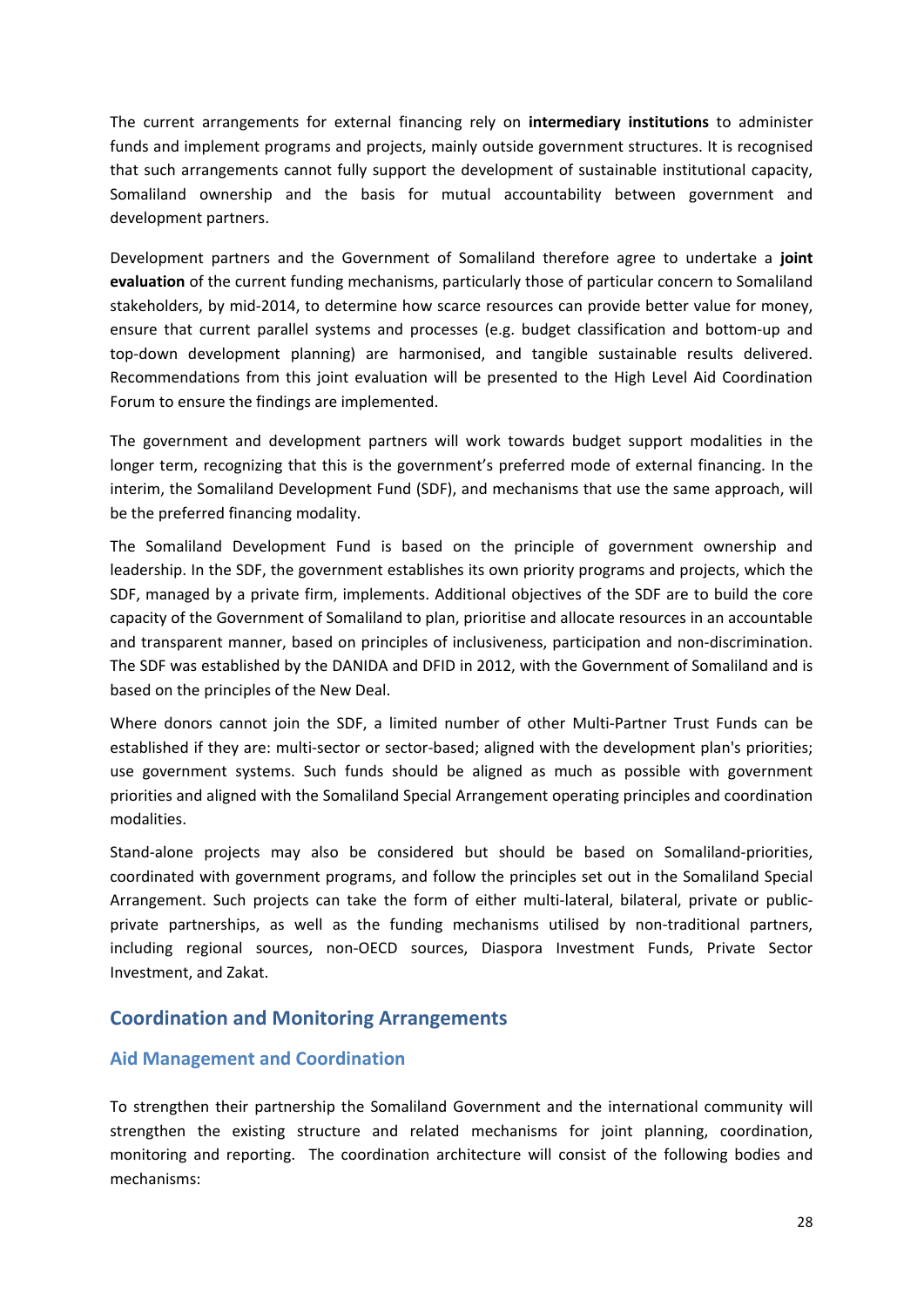The current arrangements for external financing rely on **intermediary institutions** to administer funds and implement programs and projects, mainly outside government structures. It is recognised that such arrangements cannot fully support the development of sustainable institutional capacity, Somaliland ownership and the basis for mutual accountability between government and development partners.

Development partners and the Government of Somaliland therefore agree to undertake a **joint evaluation** of the current funding mechanisms, particularly those of particular concern to Somaliland stakeholders, by mid-2014, to determine how scarce resources can provide better value for money, ensure that current parallel systems and processes (e.g. budget classification and bottom-up and top-down development planning) are harmonised, and tangible sustainable results delivered. Recommendations from this joint evaluation will be presented to the High Level Aid Coordination Forum to ensure the findings are implemented.

The government and development partners will work towards budget support modalities in the longer term, recognizing that this is the government's preferred mode of external financing. In the interim, the Somaliland Development Fund (SDF), and mechanisms that use the same approach, will be the preferred financing modality.

The Somaliland Development Fund is based on the principle of government ownership and leadership. In the SDF, the government establishes its own priority programs and projects, which the SDF, managed by a private firm, implements. Additional objectives of the SDF are to build the core capacity of the Government of Somaliland to plan, prioritise and allocate resources in an accountable and transparent manner, based on principles of inclusiveness, participation and non-discrimination. The SDF was established by the DANIDA and DFID in 2012, with the Government of Somaliland and is based on the principles of the New Deal.

Where donors cannot join the SDF, a limited number of other Multi-Partner Trust Funds can be established if they are: multi-sector or sector-based; aligned with the development plan's priorities; use government systems. Such funds should be aligned as much as possible with government priorities and aligned with the Somaliland Special Arrangement operating principles and coordination modalities.

Stand-alone projects may also be considered but should be based on Somaliland-priorities, coordinated with government programs, and follow the principles set out in the Somaliland Special Arrangement. Such projects can take the form of either multi-lateral, bilateral, private or public-private partnerships, as well as the funding mechanisms utilised by non-traditional partners, including regional sources, non-OECD sources, Diaspora Investment Funds, Private Sector Investment, and Zakat.

## Coordination and Monitoring Arrangements

### Aid Management and Coordination

To strengthen their partnership the Somaliland Government and the international community will strengthen the existing structure and related mechanisms for joint planning, coordination, monitoring and reporting. The coordination architecture will consist of the following bodies and mechanisms: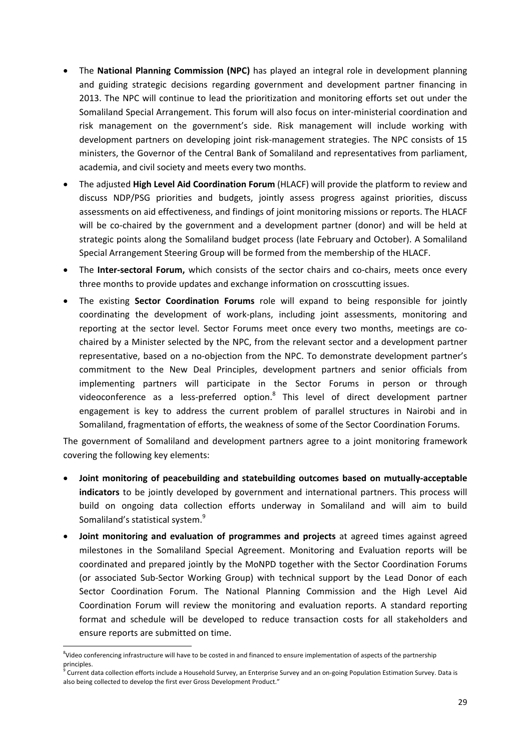- The **National Planning Commission (NPC)** has played an integral role in development planning and guiding strategic decisions regarding government and development partner financing in 2013. The NPC will continue to lead the prioritization and monitoring efforts set out under the Somaliland Special Arrangement. This forum will also focus on inter-ministerial coordination and risk management on the government's side. Risk management will include working with development partners on developing joint risk-management strategies. The NPC consists of 15 ministers, the Governor of the Central Bank of Somaliland and representatives from parliament, academia, and civil society and meets every two months.
- The adjusted **High Level Aid Coordination Forum** (HLACF) will provide the platform to review and discuss NDP/PSG priorities and budgets, jointly assess progress against priorities, discuss assessments on aid effectiveness, and findings of joint monitoring missions or reports. The HLACF will be co-chaired by the government and a development partner (donor) and will be held at strategic points along the Somaliland budget process (late February and October). A Somaliland Special Arrangement Steering Group will be formed from the membership of the HLACF.
- The **Inter-sectoral Forum,** which consists of the sector chairs and co-chairs, meets once every three months to provide updates and exchange information on crosscutting issues.
- The existing **Sector Coordination Forums** role will expand to being responsible for jointly coordinating the development of work-plans, including joint assessments, monitoring and reporting at the sector level. Sector Forums meet once every two months, meetings are co-chaired by a Minister selected by the NPC, from the relevant sector and a development partner representative, based on a no-objection from the NPC. To demonstrate development partner's commitment to the New Deal Principles, development partners and senior officials from implementing partners will participate in the Sector Forums in person or through videoconference as a less-preferred option.[8] This level of direct development partner engagement is key to address the current problem of parallel structures in Nairobi and in Somaliland, fragmentation of efforts, the weakness of some of the Sector Coordination Forums.

The government of Somaliland and development partners agree to a joint monitoring framework covering the following key elements:

- **Joint monitoring of peacebuilding and statebuilding outcomes based on mutually-acceptable indicators** to be jointly developed by government and international partners. This process will build on ongoing data collection efforts underway in Somaliland and will aim to build Somaliland's statistical system.[9]
- **Joint monitoring and evaluation of programmes and projects** at agreed times against agreed milestones in the Somaliland Special Agreement. Monitoring and Evaluation reports will be coordinated and prepared jointly by the MoNPD together with the Sector Coordination Forums (or associated Sub-Sector Working Group) with technical support by the Lead Donor of each Sector Coordination Forum. The National Planning Commission and the High Level Aid Coordination Forum will review the monitoring and evaluation reports. A standard reporting format and schedule will be developed to reduce transaction costs for all stakeholders and ensure reports are submitted on time.

[8] Video conferencing infrastructure will have to be costed in and financed to ensure implementation of aspects of the partnership principles.

[9] Current data collection efforts include a Household Survey, an Enterprise Survey and an on-going Population Estimation Survey. Data is also being collected to develop the first ever Gross Development Product."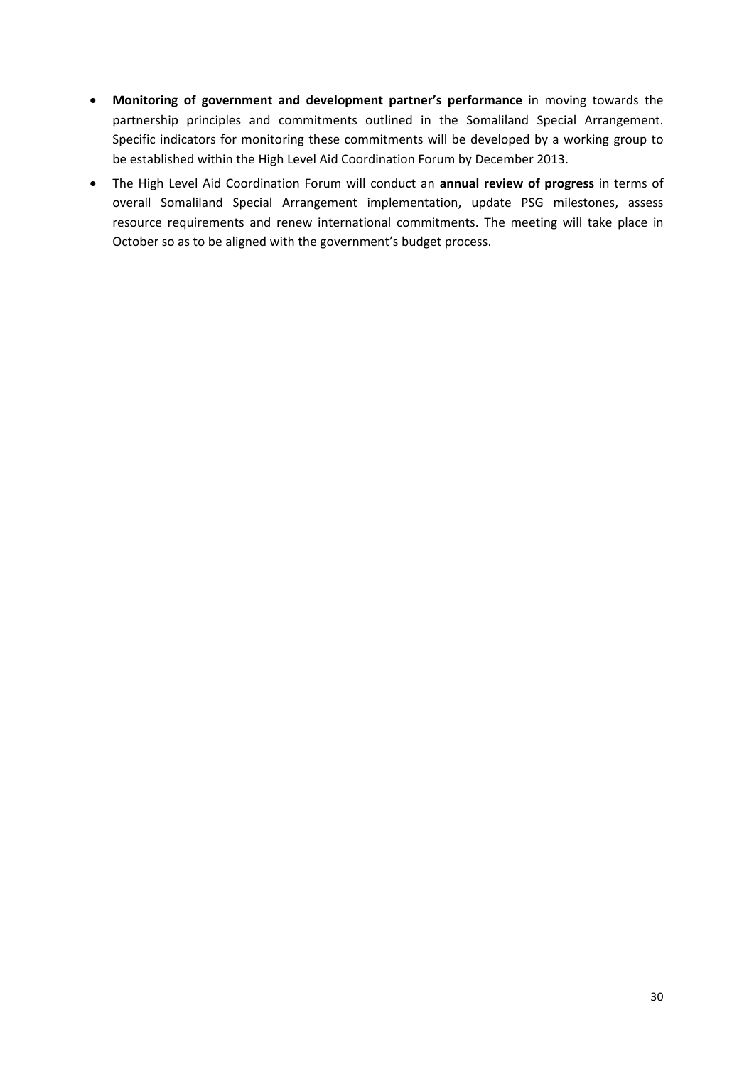- **Monitoring of government and development partner's performance** in moving towards the partnership principles and commitments outlined in the Somaliland Special Arrangement. Specific indicators for monitoring these commitments will be developed by a working group to be established within the High Level Aid Coordination Forum by December 2013.
- The High Level Aid Coordination Forum will conduct an **annual review of progress** in terms of overall Somaliland Special Arrangement implementation, update PSG milestones, assess resource requirements and renew international commitments. The meeting will take place in October so as to be aligned with the government's budget process.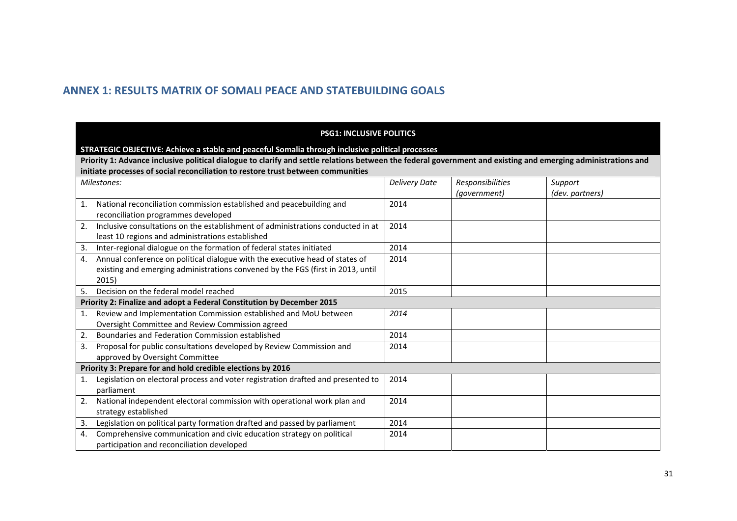## ANNEX 1: RESULTS MATRIX OF SOMALI PEACE AND STATEBUILDING GOALS

| **PSG1: INCLUSIVE POLITICS** | | | |
|---|---|---|---|
| **STRATEGIC OBJECTIVE: Achieve a stable and peaceful Somalia through inclusive political processes** | | | |
| **Priority 1: Advance inclusive political dialogue to clarify and settle relations between the federal government and existing and emerging administrations and initiate processes of social reconciliation to restore trust between communities** | | | |
| *Milestones:* | *Delivery Date* | *Responsibilities (government)* | *Support (dev. partners)* |
| 1. National reconciliation commission established and peacebuilding and reconciliation programmes developed | 2014 | | |
| 2. Inclusive consultations on the establishment of administrations conducted in at least 10 regions and administrations established | 2014 | | |
| 3. Inter-regional dialogue on the formation of federal states initiated | 2014 | | |
| 4. Annual conference on political dialogue with the executive head of states of existing and emerging administrations convened by the FGS (first in 2013, until 2015) | 2014 | | |
| 5. Decision on the federal model reached | 2015 | | |
| **Priority 2: Finalize and adopt a Federal Constitution by December 2015** | | | |
| 1. Review and Implementation Commission established and MoU between Oversight Committee and Review Commission agreed | *2014* | | |
| 2. Boundaries and Federation Commission established | 2014 | | |
| 3. Proposal for public consultations developed by Review Commission and approved by Oversight Committee | 2014 | | |
| **Priority 3: Prepare for and hold credible elections by 2016** | | | |
| 1. Legislation on electoral process and voter registration drafted and presented to parliament | 2014 | | |
| 2. National independent electoral commission with operational work plan and strategy established | 2014 | | |
| 3. Legislation on political party formation drafted and passed by parliament | 2014 | | |
| 4. Comprehensive communication and civic education strategy on political participation and reconciliation developed | 2014 | | |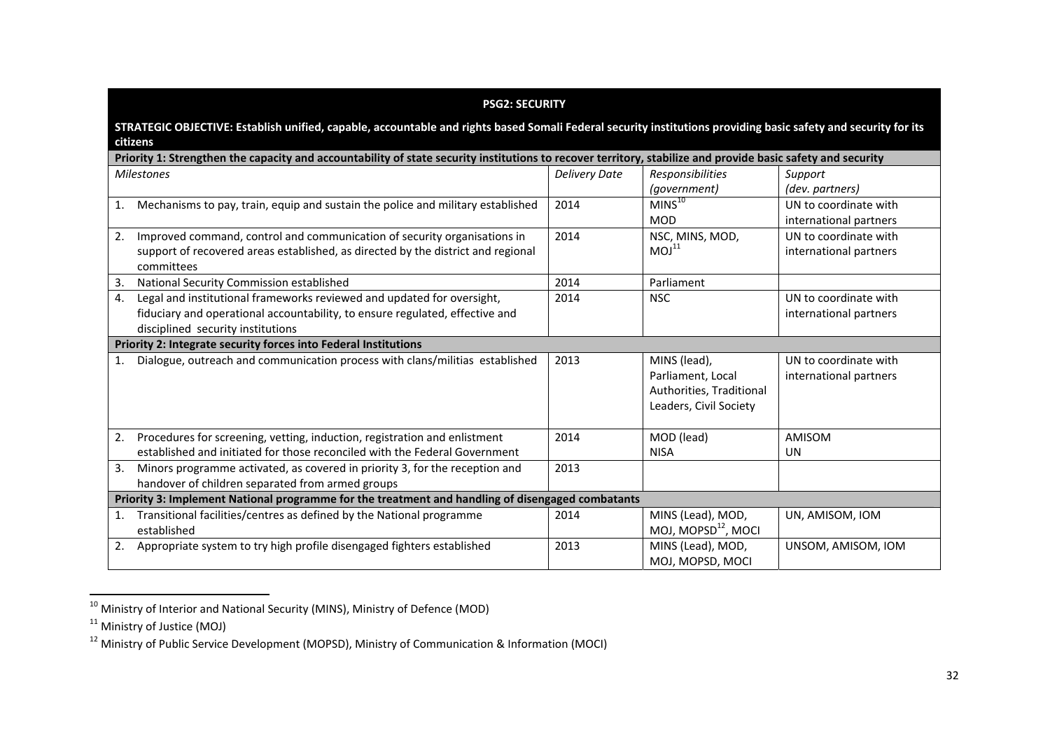| **PSG2: SECURITY** | | | |
|---|---|---|---|
| **STRATEGIC OBJECTIVE: Establish unified, capable, accountable and rights based Somali Federal security institutions providing basic safety and security for its citizens** | | | |
| **Priority 1: Strengthen the capacity and accountability of state security institutions to recover territory, stabilize and provide basic safety and security** | | | |
| *Milestones* | *Delivery Date* | *Responsibilities (government)* | *Support (dev. partners)* |
| 1. Mechanisms to pay, train, equip and sustain the police and military established | 2014 | MINS[10] MOD | UN to coordinate with international partners |
| 2. Improved command, control and communication of security organisations in support of recovered areas established, as directed by the district and regional committees | 2014 | NSC, MINS, MOD, MOJ[11] | UN to coordinate with international partners |
| 3. National Security Commission established | 2014 | Parliament | |
| 4. Legal and institutional frameworks reviewed and updated for oversight, fiduciary and operational accountability, to ensure regulated, effective and disciplined security institutions | 2014 | NSC | UN to coordinate with international partners |
| **Priority 2: Integrate security forces into Federal Institutions** | | | |
| 1. Dialogue, outreach and communication process with clans/militias established | 2013 | MINS (lead), Parliament, Local Authorities, Traditional Leaders, Civil Society | UN to coordinate with international partners |
| 2. Procedures for screening, vetting, induction, registration and enlistment established and initiated for those reconciled with the Federal Government | 2014 | MOD (lead) NISA | AMISOM UN |
| 3. Minors programme activated, as covered in priority 3, for the reception and handover of children separated from armed groups | 2013 | | |
| **Priority 3: Implement National programme for the treatment and handling of disengaged combatants** | | | |
| 1. Transitional facilities/centres as defined by the National programme established | 2014 | MINS (Lead), MOD, MOJ, MOPSD[12], MOCI | UN, AMISOM, IOM |
| 2. Appropriate system to try high profile disengaged fighters established | 2013 | MINS (Lead), MOD, MOJ, MOPSD, MOCI | UNSOM, AMISOM, IOM |

[10] Ministry of Interior and National Security (MINS), Ministry of Defence (MOD)

[11] Ministry of Justice (MOJ)

[12] Ministry of Public Service Development (MOPSD), Ministry of Communication & Information (MOCI)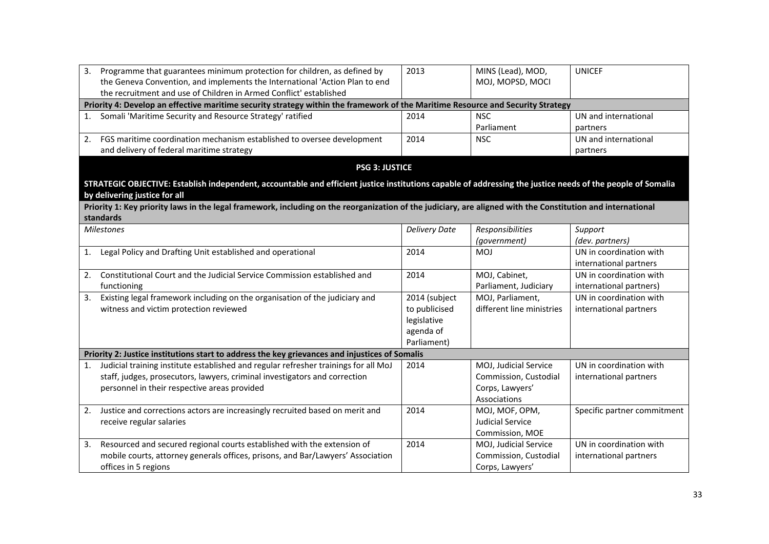| | | | |
|---|---|---|---|
| 3. Programme that guarantees minimum protection for children, as defined by the Geneva Convention, and implements the International 'Action Plan to end the recruitment and use of Children in Armed Conflict' established | 2013 | MINS (Lead), MOD, MOJ, MOPSD, MOCI | UNICEF |
| **Priority 4: Develop an effective maritime security strategy within the framework of the Maritime Resource and Security Strategy** | | | |
| 1. Somali 'Maritime Security and Resource Strategy' ratified | 2014 | NSC Parliament | UN and international partners |
| 2. FGS maritime coordination mechanism established to oversee development and delivery of federal maritime strategy | 2014 | NSC | UN and international partners |

## PSG 3: JUSTICE

**STRATEGIC OBJECTIVE: Establish independent, accountable and efficient justice institutions capable of addressing the justice needs of the people of Somalia by delivering justice for all**

| *Milestones* | *Delivery Date* | *Responsibilities (government)* | *Support (dev. partners)* |
|---|---|---|---|
| **Priority 1: Key priority laws in the legal framework, including on the reorganization of the judiciary, are aligned with the Constitution and international standards** | | | |
| 1. Legal Policy and Drafting Unit established and operational | 2014 | MOJ | UN in coordination with international partners |
| 2. Constitutional Court and the Judicial Service Commission established and functioning | 2014 | MOJ, Cabinet, Parliament, Judiciary | UN in coordination with international partners) |
| 3. Existing legal framework including on the organisation of the judiciary and witness and victim protection reviewed | 2014 (subject to publicised legislative agenda of Parliament) | MOJ, Parliament, different line ministries | UN in coordination with international partners |
| **Priority 2: Justice institutions start to address the key grievances and injustices of Somalis** | | | |
| 1. Judicial training institute established and regular refresher trainings for all MoJ staff, judges, prosecutors, lawyers, criminal investigators and correction personnel in their respective areas provided | 2014 | MOJ, Judicial Service Commission, Custodial Corps, Lawyers' Associations | UN in coordination with international partners |
| 2. Justice and corrections actors are increasingly recruited based on merit and receive regular salaries | 2014 | MOJ, MOF, OPM, Judicial Service Commission, MOE | Specific partner commitment |
| 3. Resourced and secured regional courts established with the extension of mobile courts, attorney generals offices, prisons, and Bar/Lawyers' Association offices in 5 regions | 2014 | MOJ, Judicial Service Commission, Custodial Corps, Lawyers' | UN in coordination with international partners |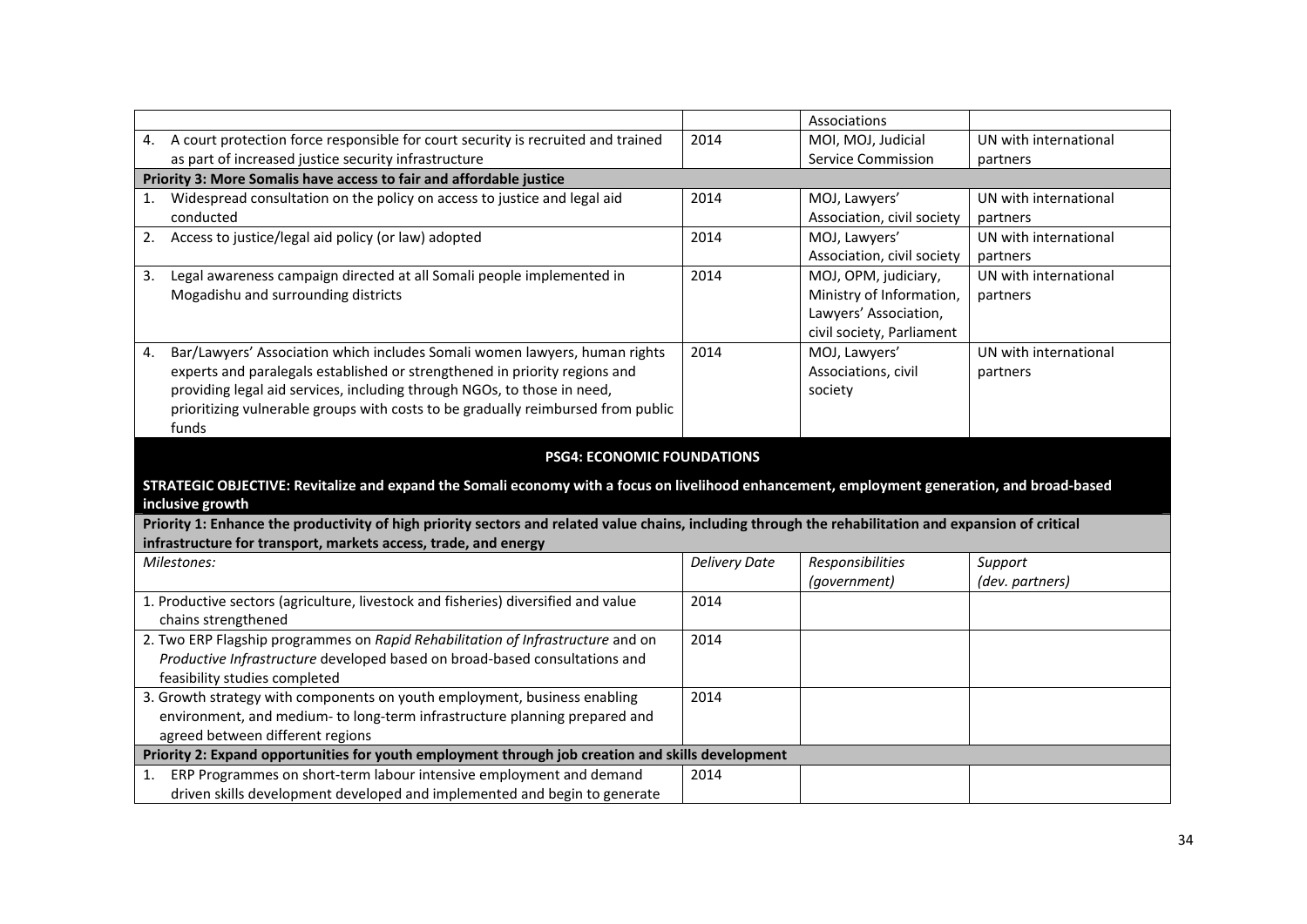| | | | |
|---|---|---|---|
| | | Associations | |
| 4. A court protection force responsible for court security is recruited and trained as part of increased justice security infrastructure | 2014 | MOI, MOJ, Judicial Service Commission | UN with international partners |
| **Priority 3: More Somalis have access to fair and affordable justice** | | | |
| 1. Widespread consultation on the policy on access to justice and legal aid conducted | 2014 | MOJ, Lawyers' Association, civil society | UN with international partners |
| 2. Access to justice/legal aid policy (or law) adopted | 2014 | MOJ, Lawyers' Association, civil society | UN with international partners |
| 3. Legal awareness campaign directed at all Somali people implemented in Mogadishu and surrounding districts | 2014 | MOJ, OPM, judiciary, Ministry of Information, Lawyers' Association, civil society, Parliament | UN with international partners |
| 4. Bar/Lawyers' Association which includes Somali women lawyers, human rights experts and paralegals established or strengthened in priority regions and providing legal aid services, including through NGOs, to those in need, prioritizing vulnerable groups with costs to be gradually reimbursed from public funds | 2014 | MOJ, Lawyers' Associations, civil society | UN with international partners |

## PSG4: ECONOMIC FOUNDATIONS

**STRATEGIC OBJECTIVE: Revitalize and expand the Somali economy with a focus on livelihood enhancement, employment generation, and broad-based inclusive growth**

| **Priority 1: Enhance the productivity of high priority sectors and related value chains, including through the rehabilitation and expansion of critical infrastructure for transport, markets access, trade, and energy** | | | |
|---|---|---|---|
| *Milestones:* | *Delivery Date* | *Responsibilities (government)* | *Support (dev. partners)* |
| 1. Productive sectors (agriculture, livestock and fisheries) diversified and value chains strengthened | 2014 | | |
| 2. Two ERP Flagship programmes on *Rapid Rehabilitation of Infrastructure* and on *Productive Infrastructure* developed based on broad-based consultations and feasibility studies completed | 2014 | | |
| 3. Growth strategy with components on youth employment, business enabling environment, and medium- to long-term infrastructure planning prepared and agreed between different regions | 2014 | | |
| **Priority 2: Expand opportunities for youth employment through job creation and skills development** | | | |
| 1. ERP Programmes on short-term labour intensive employment and demand driven skills development developed and implemented and begin to generate | 2014 | | |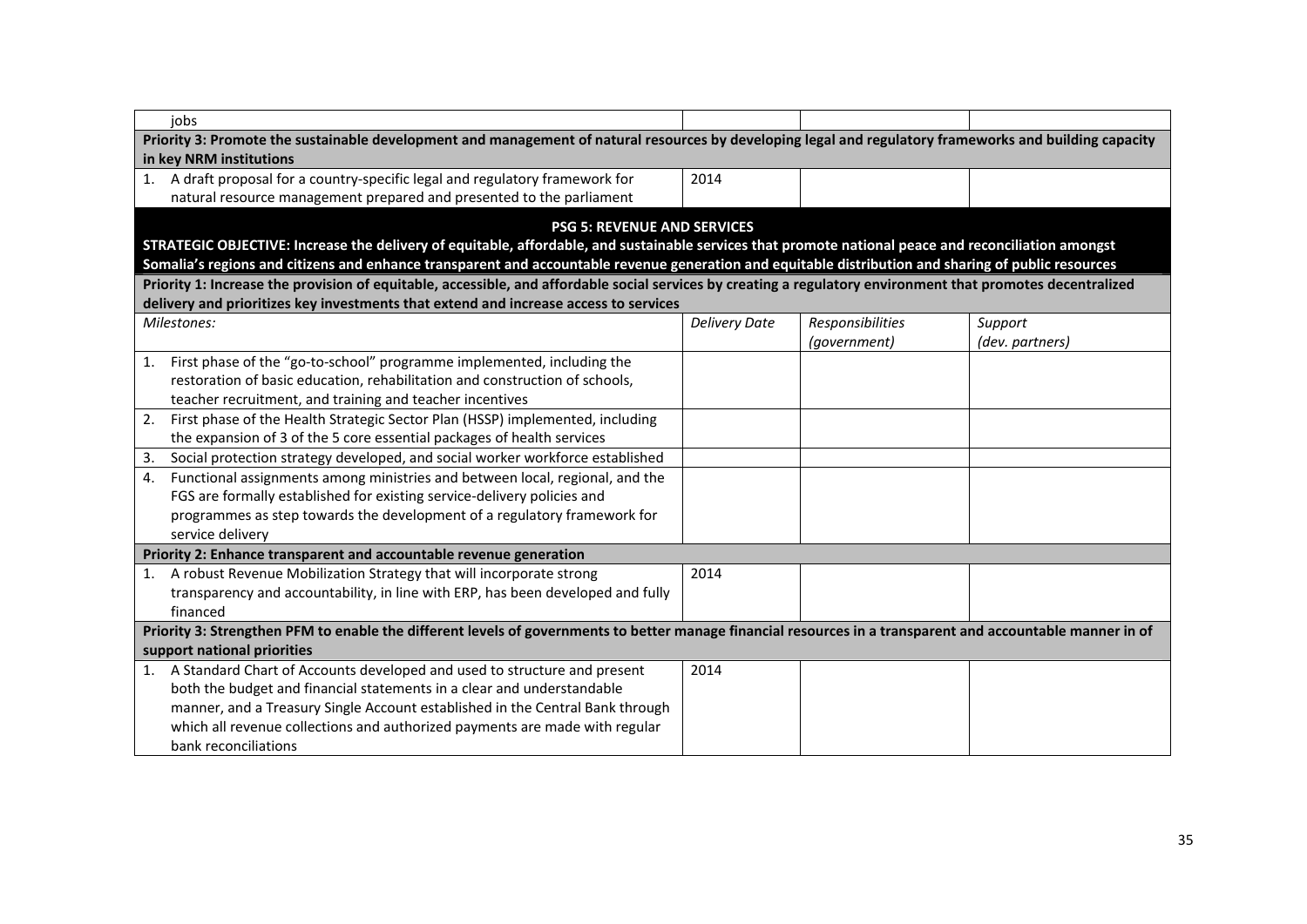| | | | |
|---|---|---|---|
| jobs | | | |
| **Priority 3: Promote the sustainable development and management of natural resources by developing legal and regulatory frameworks and building capacity in key NRM institutions** | | | |
| 1. A draft proposal for a country-specific legal and regulatory framework for natural resource management prepared and presented to the parliament | 2014 | | |
| **PSG 5: REVENUE AND SERVICES** | | | |
| **STRATEGIC OBJECTIVE: Increase the delivery of equitable, affordable, and sustainable services that promote national peace and reconciliation amongst Somalia's regions and citizens and enhance transparent and accountable revenue generation and equitable distribution and sharing of public resources** | | | |
| **Priority 1: Increase the provision of equitable, accessible, and affordable social services by creating a regulatory environment that promotes decentralized delivery and prioritizes key investments that extend and increase access to services** | | | |
| *Milestones:* | *Delivery Date* | *Responsibilities (government)* | *Support (dev. partners)* |
| 1. First phase of the "go-to-school" programme implemented, including the restoration of basic education, rehabilitation and construction of schools, teacher recruitment, and training and teacher incentives | | | |
| 2. First phase of the Health Strategic Sector Plan (HSSP) implemented, including the expansion of 3 of the 5 core essential packages of health services | | | |
| 3. Social protection strategy developed, and social worker workforce established | | | |
| 4. Functional assignments among ministries and between local, regional, and the FGS are formally established for existing service-delivery policies and programmes as step towards the development of a regulatory framework for service delivery | | | |
| **Priority 2: Enhance transparent and accountable revenue generation** | | | |
| 1. A robust Revenue Mobilization Strategy that will incorporate strong transparency and accountability, in line with ERP, has been developed and fully financed | 2014 | | |
| **Priority 3: Strengthen PFM to enable the different levels of governments to better manage financial resources in a transparent and accountable manner in of support national priorities** | | | |
| 1. A Standard Chart of Accounts developed and used to structure and present both the budget and financial statements in a clear and understandable manner, and a Treasury Single Account established in the Central Bank through which all revenue collections and authorized payments are made with regular bank reconciliations | 2014 | | |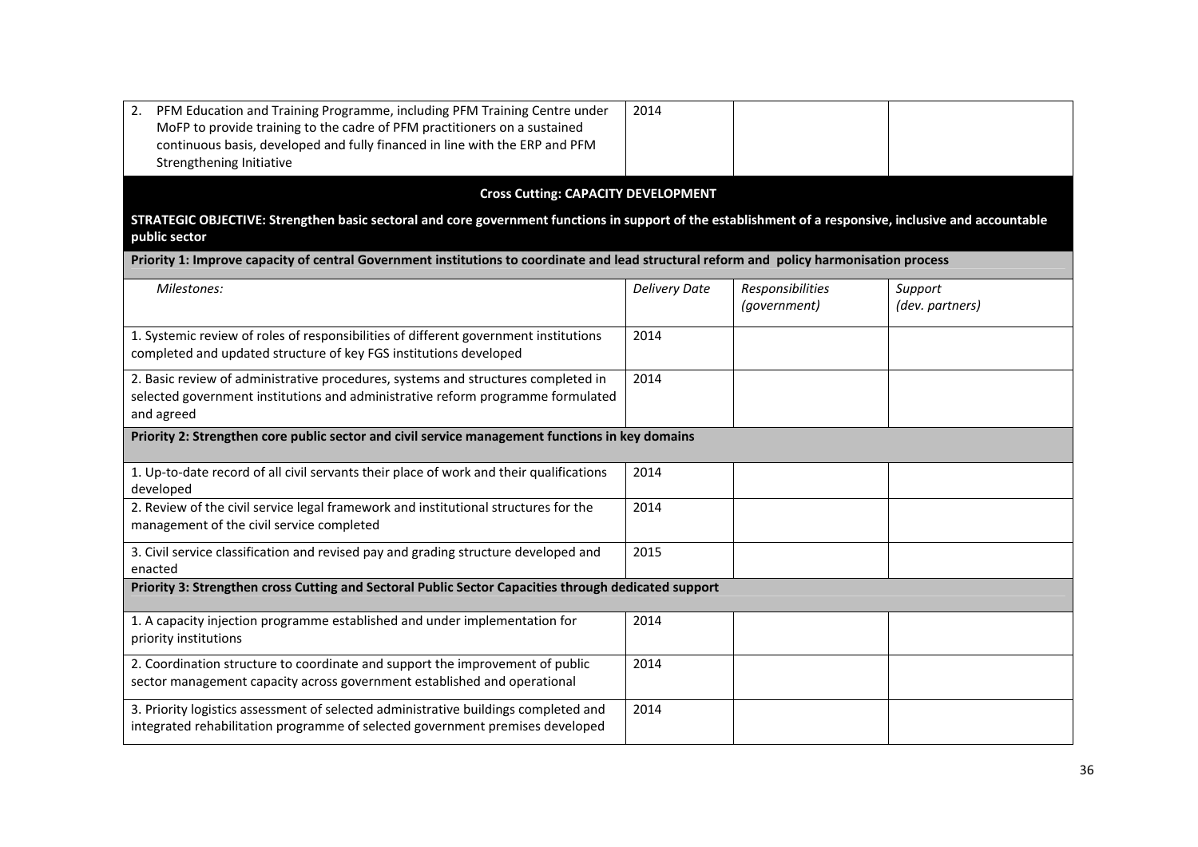| | | | |
|---|---|---|---|
| 2. PFM Education and Training Programme, including PFM Training Centre under MoFP to provide training to the cadre of PFM practitioners on a sustained continuous basis, developed and fully financed in line with the ERP and PFM Strengthening Initiative | 2014 | | |

**Cross Cutting: CAPACITY DEVELOPMENT**

**STRATEGIC OBJECTIVE: Strengthen basic sectoral and core government functions in support of the establishment of a responsive, inclusive and accountable public sector**

| *Milestones:* | *Delivery Date* | *Responsibilities (government)* | *Support (dev. partners)* |
|---|---|---|---|
| **Priority 1: Improve capacity of central Government institutions to coordinate and lead structural reform and policy harmonisation process** | | | |
| 1. Systemic review of roles of responsibilities of different government institutions completed and updated structure of key FGS institutions developed | 2014 | | |
| 2. Basic review of administrative procedures, systems and structures completed in selected government institutions and administrative reform programme formulated and agreed | 2014 | | |
| **Priority 2: Strengthen core public sector and civil service management functions in key domains** | | | |
| 1. Up-to-date record of all civil servants their place of work and their qualifications developed | 2014 | | |
| 2. Review of the civil service legal framework and institutional structures for the management of the civil service completed | 2014 | | |
| 3. Civil service classification and revised pay and grading structure developed and enacted | 2015 | | |
| **Priority 3: Strengthen cross Cutting and Sectoral Public Sector Capacities through dedicated support** | | | |
| 1. A capacity injection programme established and under implementation for priority institutions | 2014 | | |
| 2. Coordination structure to coordinate and support the improvement of public sector management capacity across government established and operational | 2014 | | |
| 3. Priority logistics assessment of selected administrative buildings completed and integrated rehabilitation programme of selected government premises developed | 2014 | | |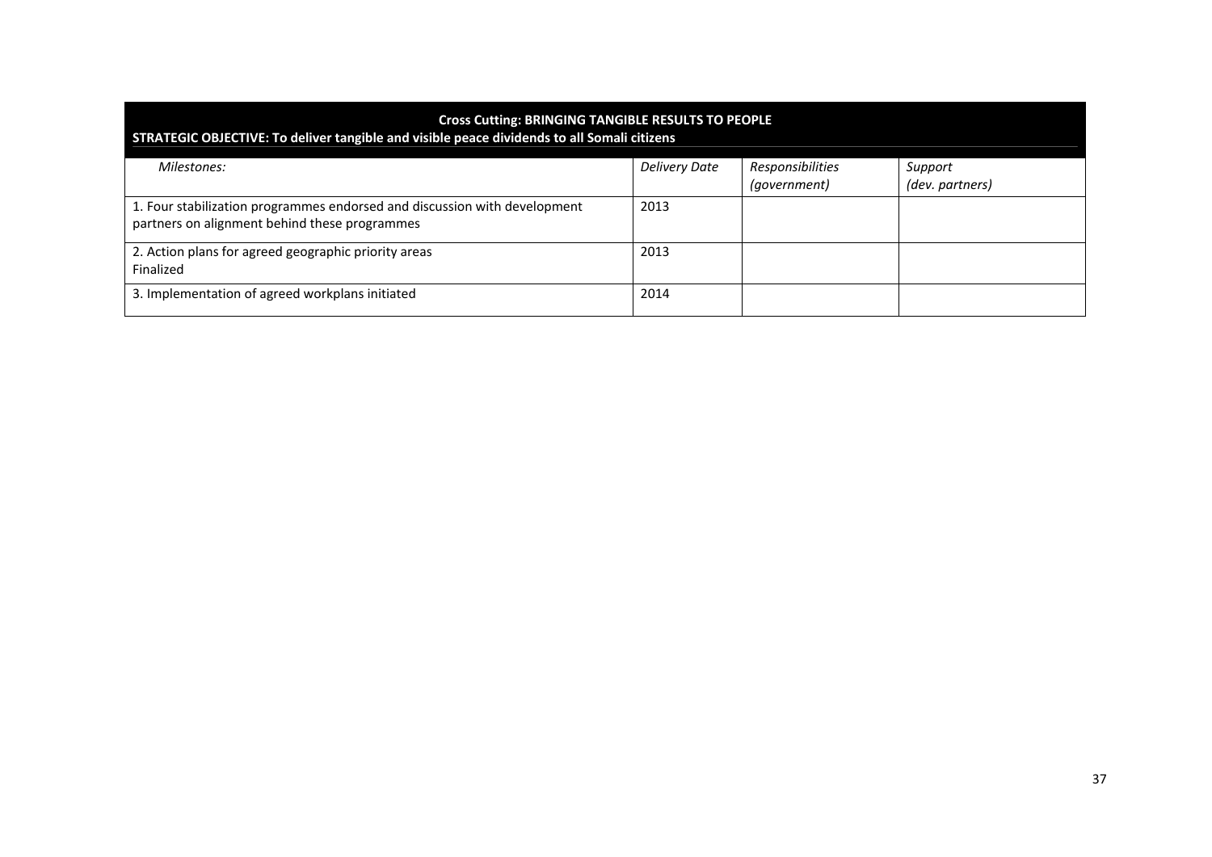| **Cross Cutting: BRINGING TANGIBLE RESULTS TO PEOPLE**<br>**STRATEGIC OBJECTIVE: To deliver tangible and visible peace dividends to all Somali citizens** | | | |
|---|---|---|---|
| *Milestones:* | *Delivery Date* | *Responsibilities (government)* | *Support (dev. partners)* |
| 1. Four stabilization programmes endorsed and discussion with development partners on alignment behind these programmes | 2013 | | |
| 2. Action plans for agreed geographic priority areas Finalized | 2013 | | |
| 3. Implementation of agreed workplans initiated | 2014 | | |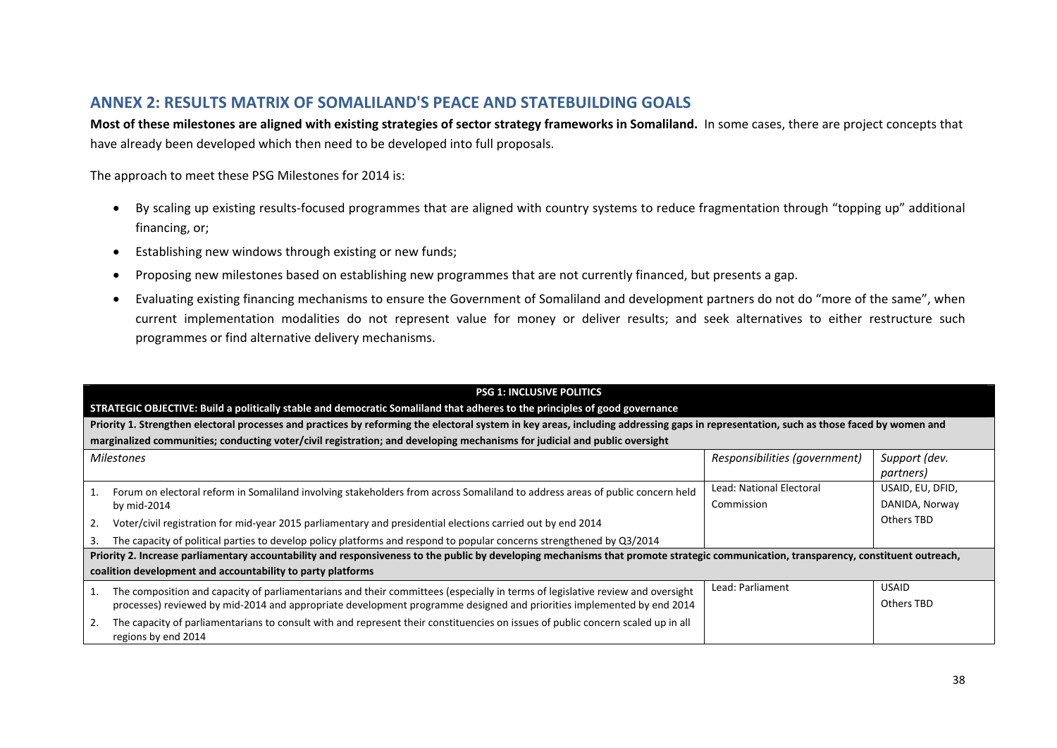## ANNEX 2: RESULTS MATRIX OF SOMALILAND'S PEACE AND STATEBUILDING GOALS

**Most of these milestones are aligned with existing strategies of sector strategy frameworks in Somaliland.** In some cases, there are project concepts that have already been developed which then need to be developed into full proposals.

The approach to meet these PSG Milestones for 2014 is:

- By scaling up existing results-focused programmes that are aligned with country systems to reduce fragmentation through "topping up" additional financing, or;
- Establishing new windows through existing or new funds;
- Proposing new milestones based on establishing new programmes that are not currently financed, but presents a gap.
- Evaluating existing financing mechanisms to ensure the Government of Somaliland and development partners do not do "more of the same", when current implementation modalities do not represent value for money or deliver results; and seek alternatives to either restructure such programmes or find alternative delivery mechanisms.

| **PSG 1: INCLUSIVE POLITICS** | | |
|---|---|---|
| **STRATEGIC OBJECTIVE: Build a politically stable and democratic Somaliland that adheres to the principles of good governance** | | |
| **Priority 1. Strengthen electoral processes and practices by reforming the electoral system in key areas, including addressing gaps in representation, such as those faced by women and marginalized communities; conducting voter/civil registration; and developing mechanisms for judicial and public oversight** | | |
| *Milestones* | *Responsibilities (government)* | *Support (dev. partners)* |
| 1. Forum on electoral reform in Somaliland involving stakeholders from across Somaliland to address areas of public concern held by mid-2014<br>2. Voter/civil registration for mid-year 2015 parliamentary and presidential elections carried out by end 2014<br>3. The capacity of political parties to develop policy platforms and respond to popular concerns strengthened by Q3/2014 | Lead: National Electoral Commission | USAID, EU, DFID, DANIDA, Norway<br>Others TBD |
| **Priority 2. Increase parliamentary accountability and responsiveness to the public by developing mechanisms that promote strategic communication, transparency, constituent outreach, coalition development and accountability to party platforms** | | |
| 1. The composition and capacity of parliamentarians and their committees (especially in terms of legislative review and oversight processes) reviewed by mid-2014 and appropriate development programme designed and priorities implemented by end 2014<br>2. The capacity of parliamentarians to consult with and represent their constituencies on issues of public concern scaled up in all regions by end 2014 | Lead: Parliament | USAID<br>Others TBD |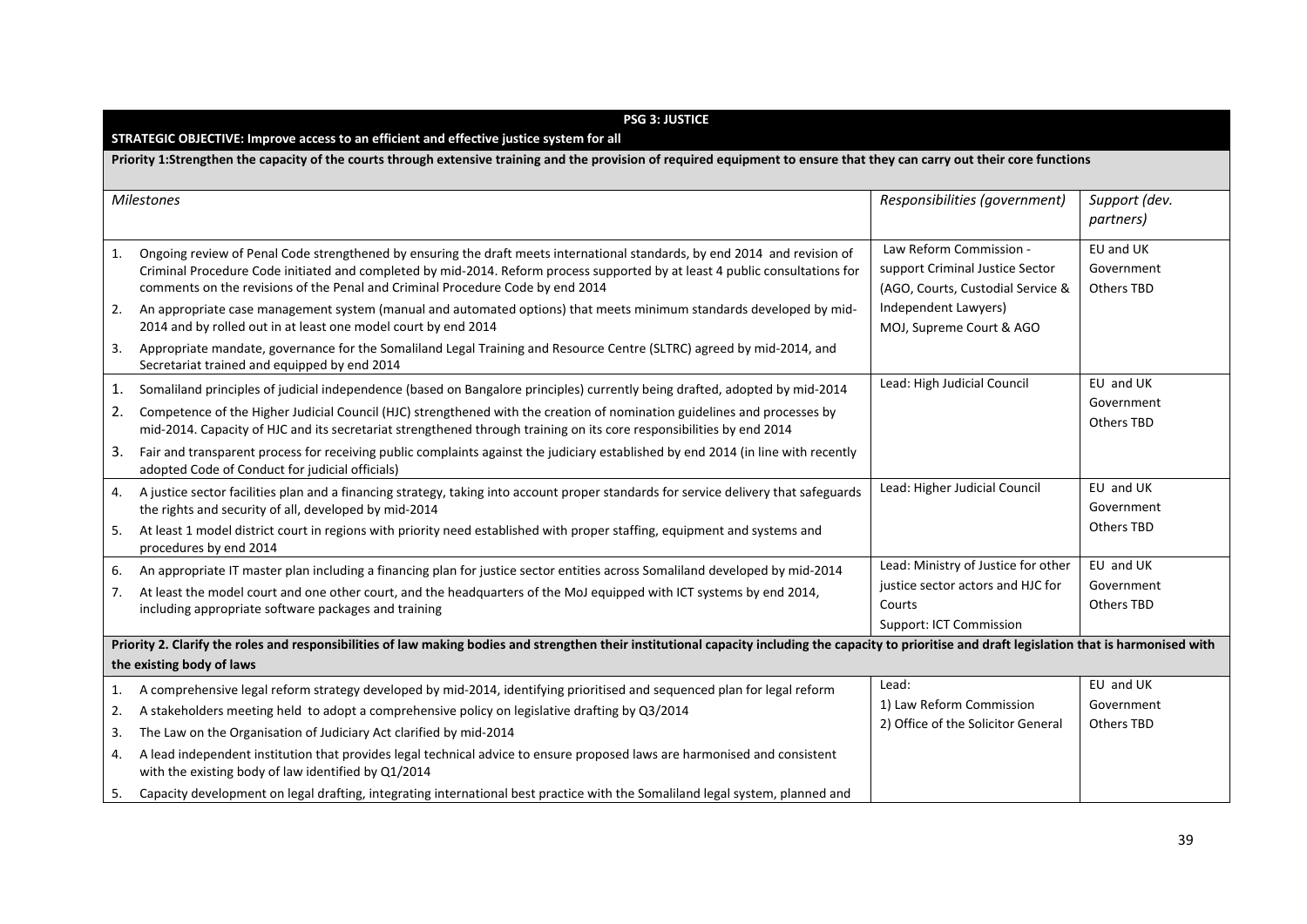| **PSG 3: JUSTICE** | | |
|---|---|---|
| **STRATEGIC OBJECTIVE: Improve access to an efficient and effective justice system for all** | | |
| **Priority 1:Strengthen the capacity of the courts through extensive training and the provision of required equipment to ensure that they can carry out their core functions** | | |
| *Milestones* | *Responsibilities (government)* | *Support (dev. partners)* |
| 1. Ongoing review of Penal Code strengthened by ensuring the draft meets international standards, by end 2014 and revision of Criminal Procedure Code initiated and completed by mid-2014. Reform process supported by at least 4 public consultations for comments on the revisions of the Penal and Criminal Procedure Code by end 2014<br>2. An appropriate case management system (manual and automated options) that meets minimum standards developed by mid-2014 and by rolled out in at least one model court by end 2014<br>3. Appropriate mandate, governance for the Somaliland Legal Training and Resource Centre (SLTRC) agreed by mid-2014, and Secretariat trained and equipped by end 2014 | Law Reform Commission - support Criminal Justice Sector (AGO, Courts, Custodial Service & Independent Lawyers)<br>MOJ, Supreme Court & AGO | EU and UK Government<br>Others TBD |
| 1. Somaliland principles of judicial independence (based on Bangalore principles) currently being drafted, adopted by mid-2014<br>2. Competence of the Higher Judicial Council (HJC) strengthened with the creation of nomination guidelines and processes by mid-2014. Capacity of HJC and its secretariat strengthened through training on its core responsibilities by end 2014<br>3. Fair and transparent process for receiving public complaints against the judiciary established by end 2014 (in line with recently adopted Code of Conduct for judicial officials) | Lead: High Judicial Council | EU and UK Government<br>Others TBD |
| 4. A justice sector facilities plan and a financing strategy, taking into account proper standards for service delivery that safeguards the rights and security of all, developed by mid-2014<br>5. At least 1 model district court in regions with priority need established with proper staffing, equipment and systems and procedures by end 2014 | Lead: Higher Judicial Council | EU and UK Government<br>Others TBD |
| 6. An appropriate IT master plan including a financing plan for justice sector entities across Somaliland developed by mid-2014<br>7. At least the model court and one other court, and the headquarters of the MoJ equipped with ICT systems by end 2014, including appropriate software packages and training | Lead: Ministry of Justice for other justice sector actors and HJC for Courts<br>Support: ICT Commission | EU and UK Government<br>Others TBD |
| **Priority 2. Clarify the roles and responsibilities of law making bodies and strengthen their institutional capacity including the capacity to prioritise and draft legislation that is harmonised with the existing body of laws** | | |
| 1. A comprehensive legal reform strategy developed by mid-2014, identifying prioritised and sequenced plan for legal reform<br>2. A stakeholders meeting held to adopt a comprehensive policy on legislative drafting by Q3/2014<br>3. The Law on the Organisation of Judiciary Act clarified by mid-2014<br>4. A lead independent institution that provides legal technical advice to ensure proposed laws are harmonised and consistent with the existing body of law identified by Q1/2014<br>5. Capacity development on legal drafting, integrating international best practice with the Somaliland legal system, planned and | Lead:<br>1) Law Reform Commission<br>2) Office of the Solicitor General | EU and UK Government<br>Others TBD |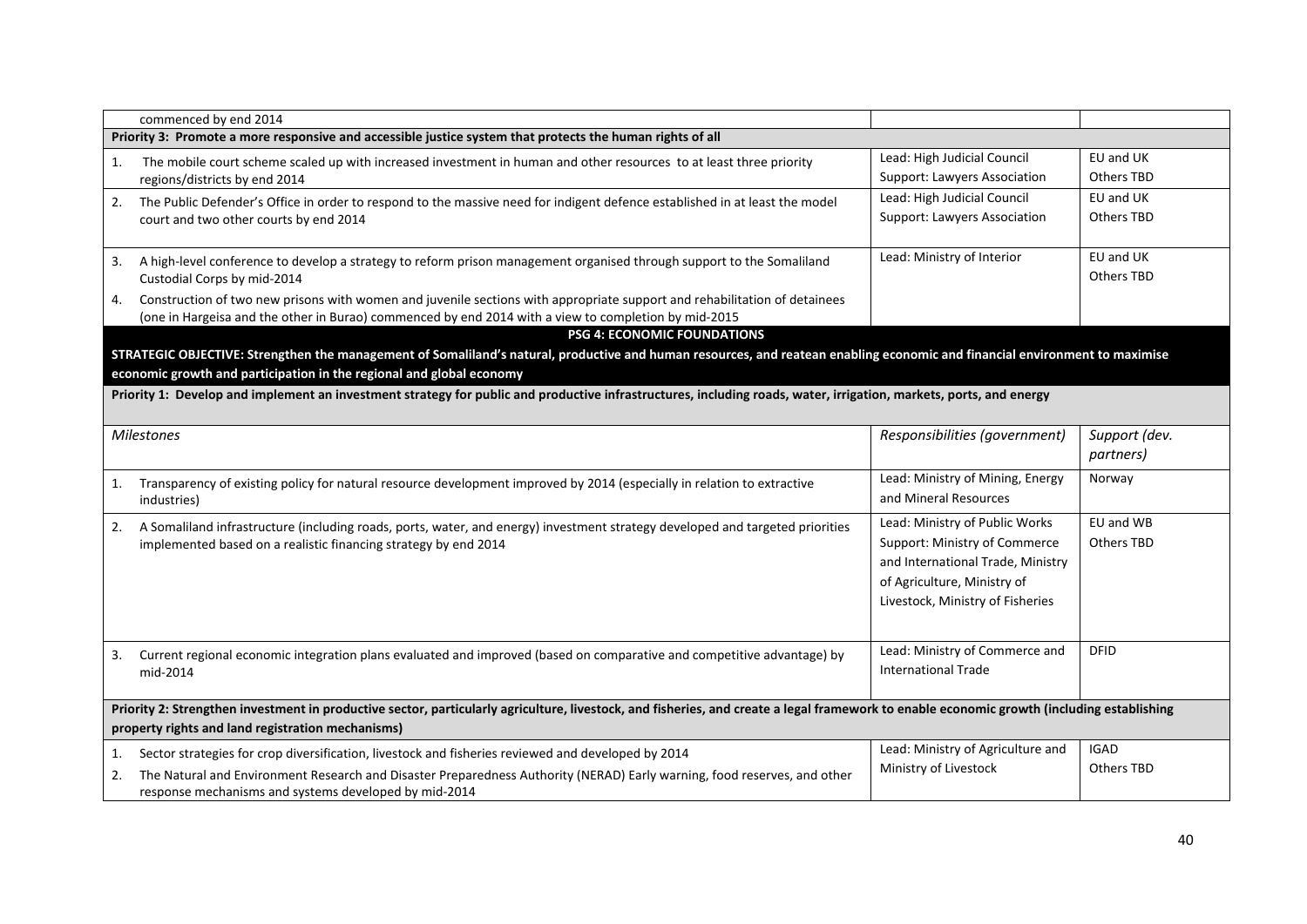| Milestones | Responsibilities (government) | Support (dev. partners) |
|---|---|---|
| commenced by end 2014 | | |
| **Priority 3: Promote a more responsive and accessible justice system that protects the human rights of all** | | |
| 1. The mobile court scheme scaled up with increased investment in human and other resources to at least three priority regions/districts by end 2014 | Lead: High Judicial Council<br>Support: Lawyers Association | EU and UK<br>Others TBD |
| 2. The Public Defender's Office in order to respond to the massive need for indigent defence established in at least the model court and two other courts by end 2014 | Lead: High Judicial Council<br>Support: Lawyers Association | EU and UK<br>Others TBD |
| 3. A high-level conference to develop a strategy to reform prison management organised through support to the Somaliland Custodial Corps by mid-2014<br>4. Construction of two new prisons with women and juvenile sections with appropriate support and rehabilitation of detainees (one in Hargeisa and the other in Burao) commenced by end 2014 with a view to completion by mid-2015 | Lead: Ministry of Interior | EU and UK<br>Others TBD |

**PSG 4: ECONOMIC FOUNDATIONS**

**STRATEGIC OBJECTIVE: Strengthen the management of Somaliland's natural, productive and human resources, and reatean enabling economic and financial environment to maximise economic growth and participation in the regional and global economy**

**Priority 1: Develop and implement an investment strategy for public and productive infrastructures, including roads, water, irrigation, markets, ports, and energy**

| *Milestones* | *Responsibilities (government)* | *Support (dev. partners)* |
|---|---|---|
| 1. Transparency of existing policy for natural resource development improved by 2014 (especially in relation to extractive industries) | Lead: Ministry of Mining, Energy and Mineral Resources | Norway |
| 2. A Somaliland infrastructure (including roads, ports, water, and energy) investment strategy developed and targeted priorities implemented based on a realistic financing strategy by end 2014 | Lead: Ministry of Public Works<br>Support: Ministry of Commerce and International Trade, Ministry of Agriculture, Ministry of Livestock, Ministry of Fisheries | EU and WB<br>Others TBD |
| 3. Current regional economic integration plans evaluated and improved (based on comparative and competitive advantage) by mid-2014 | Lead: Ministry of Commerce and International Trade | DFID |
| **Priority 2: Strengthen investment in productive sector, particularly agriculture, livestock, and fisheries, and create a legal framework to enable economic growth (including establishing property rights and land registration mechanisms)** | | |
| 1. Sector strategies for crop diversification, livestock and fisheries reviewed and developed by 2014<br>2. The Natural and Environment Research and Disaster Preparedness Authority (NERAD) Early warning, food reserves, and other response mechanisms and systems developed by mid-2014 | Lead: Ministry of Agriculture and Ministry of Livestock | IGAD<br>Others TBD |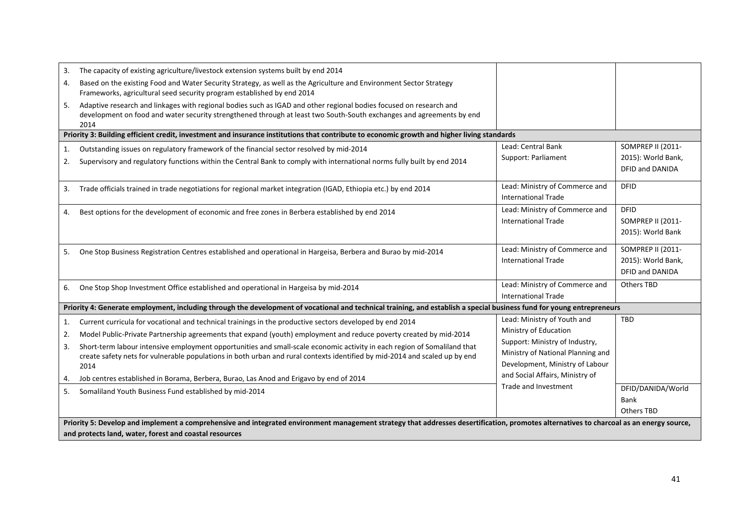| | | |
|---|---|---|
| 3. The capacity of existing agriculture/livestock extension systems built by end 2014<br>4. Based on the existing Food and Water Security Strategy, as well as the Agriculture and Environment Sector Strategy Frameworks, agricultural seed security program established by end 2014<br>5. Adaptive research and linkages with regional bodies such as IGAD and other regional bodies focused on research and development on food and water security strengthened through at least two South-South exchanges and agreements by end 2014 | | |
| **Priority 3: Building efficient credit, investment and insurance institutions that contribute to economic growth and higher living standards** | | |
| 1. Outstanding issues on regulatory framework of the financial sector resolved by mid-2014<br>2. Supervisory and regulatory functions within the Central Bank to comply with international norms fully built by end 2014 | Lead: Central Bank<br>Support: Parliament | SOMPREP II (2011-2015): World Bank, DFID and DANIDA |
| 3. Trade officials trained in trade negotiations for regional market integration (IGAD, Ethiopia etc.) by end 2014 | Lead: Ministry of Commerce and International Trade | DFID |
| 4. Best options for the development of economic and free zones in Berbera established by end 2014 | Lead: Ministry of Commerce and International Trade | DFID<br>SOMPREP II (2011-2015): World Bank |
| 5. One Stop Business Registration Centres established and operational in Hargeisa, Berbera and Burao by mid-2014 | Lead: Ministry of Commerce and International Trade | SOMPREP II (2011-2015): World Bank, DFID and DANIDA |
| 6. One Stop Shop Investment Office established and operational in Hargeisa by mid-2014 | Lead: Ministry of Commerce and International Trade | Others TBD |
| **Priority 4: Generate employment, including through the development of vocational and technical training, and establish a special business fund for young entrepreneurs** | | |
| 1. Current curricula for vocational and technical trainings in the productive sectors developed by end 2014<br>2. Model Public-Private Partnership agreements that expand (youth) employment and reduce poverty created by mid-2014<br>3. Short-term labour intensive employment opportunities and small-scale economic activity in each region of Somaliland that create safety nets for vulnerable populations in both urban and rural contexts identified by mid-2014 and scaled up by end 2014<br>4. Job centres established in Borama, Berbera, Burao, Las Anod and Erigavo by end of 2014 | Lead: Ministry of Youth and Ministry of Education<br>Support: Ministry of Industry, Ministry of National Planning and Development, Ministry of Labour and Social Affairs, Ministry of Trade and Investment | TBD |
| 5. Somaliland Youth Business Fund established by mid-2014 | | DFID/DANIDA/World Bank<br>Others TBD |
| **Priority 5: Develop and implement a comprehensive and integrated environment management strategy that addresses desertification, promotes alternatives to charcoal as an energy source, and protects land, water, forest and coastal resources** | | |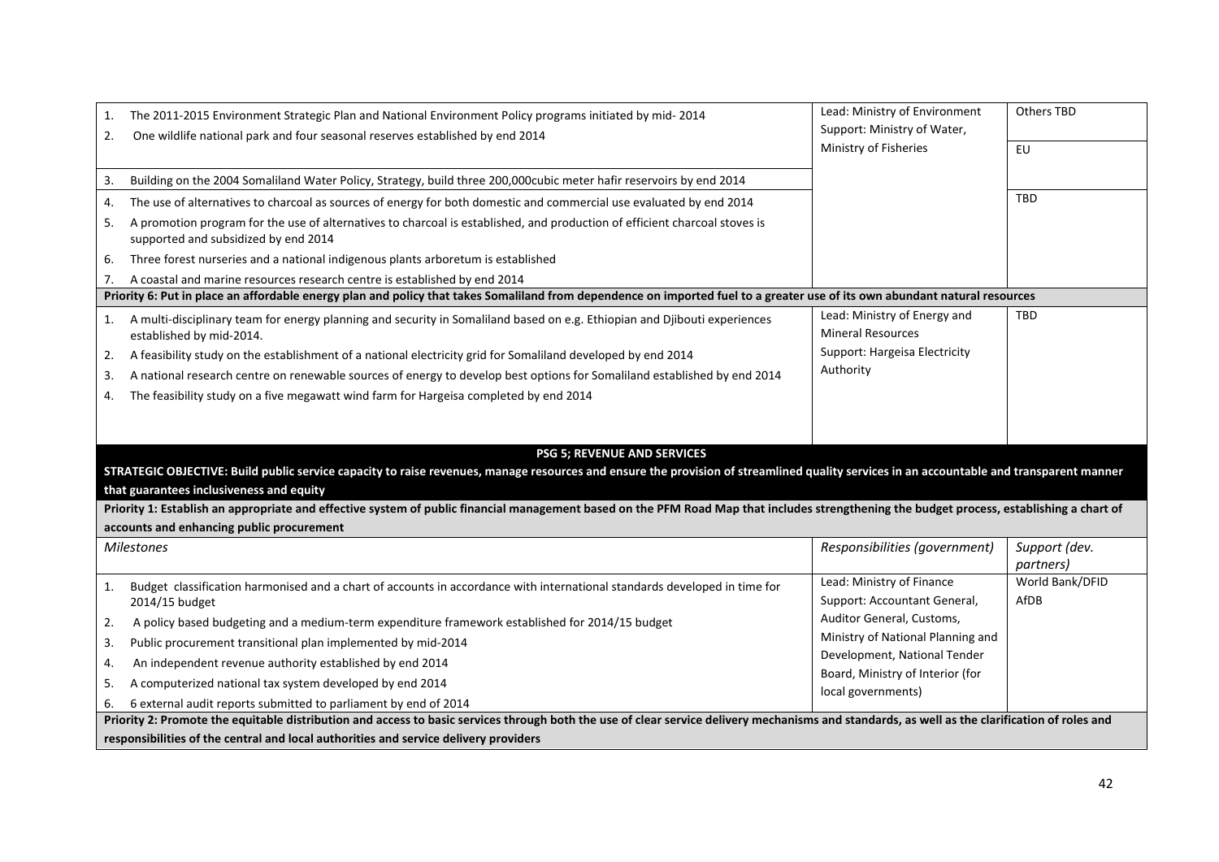| Milestones | Responsibilities (government) | Support (dev. partners) |
|---|---|---|
| 1. The 2011-2015 Environment Strategic Plan and National Environment Policy programs initiated by mid- 2014<br>2. One wildlife national park and four seasonal reserves established by end 2014 | Lead: Ministry of Environment<br>Support: Ministry of Water, Ministry of Fisheries | Others TBD |
| 3. Building on the 2004 Somaliland Water Policy, Strategy, build three 200,000cubic meter hafir reservoirs by end 2014 | | EU |
| 4. The use of alternatives to charcoal as sources of energy for both domestic and commercial use evaluated by end 2014<br>5. A promotion program for the use of alternatives to charcoal is established, and production of efficient charcoal stoves is supported and subsidized by end 2014<br>6. Three forest nurseries and a national indigenous plants arboretum is established<br>7. A coastal and marine resources research centre is established by end 2014 | | TBD |
| **Priority 6: Put in place an affordable energy plan and policy that takes Somaliland from dependence on imported fuel to a greater use of its own abundant natural resources** | | |
| 1. A multi-disciplinary team for energy planning and security in Somaliland based on e.g. Ethiopian and Djibouti experiences established by mid-2014.<br>2. A feasibility study on the establishment of a national electricity grid for Somaliland developed by end 2014<br>3. A national research centre on renewable sources of energy to develop best options for Somaliland established by end 2014<br>4. The feasibility study on a five megawatt wind farm for Hargeisa completed by end 2014 | Lead: Ministry of Energy and Mineral Resources<br>Support: Hargeisa Electricity Authority | TBD |
| **PSG 5; REVENUE AND SERVICES** | | |
| **STRATEGIC OBJECTIVE: Build public service capacity to raise revenues, manage resources and ensure the provision of streamlined quality services in an accountable and transparent manner that guarantees inclusiveness and equity** | | |
| **Priority 1: Establish an appropriate and effective system of public financial management based on the PFM Road Map that includes strengthening the budget process, establishing a chart of accounts and enhancing public procurement** | | |
| *Milestones* | *Responsibilities (government)* | *Support (dev. partners)* |
| 1. Budget classification harmonised and a chart of accounts in accordance with international standards developed in time for 2014/15 budget<br>2. A policy based budgeting and a medium-term expenditure framework established for 2014/15 budget<br>3. Public procurement transitional plan implemented by mid-2014<br>4. An independent revenue authority established by end 2014<br>5. A computerized national tax system developed by end 2014<br>6. 6 external audit reports submitted to parliament by end of 2014 | Lead: Ministry of Finance<br>Support: Accountant General, Auditor General, Customs, Ministry of National Planning and Development, National Tender Board, Ministry of Interior (for local governments) | World Bank/DFID<br>AfDB |
| **Priority 2: Promote the equitable distribution and access to basic services through both the use of clear service delivery mechanisms and standards, as well as the clarification of roles and responsibilities of the central and local authorities and service delivery providers** | | |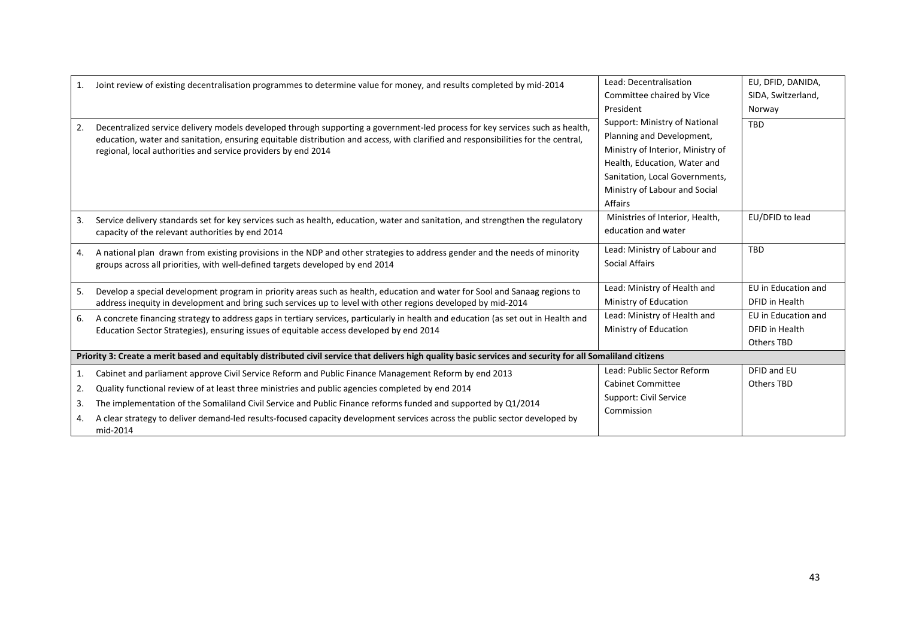| | | | |
|---|---|---|---|
| 1. | Joint review of existing decentralisation programmes to determine value for money, and results completed by mid-2014 | Lead: Decentralisation Committee chaired by Vice President | EU, DFID, DANIDA, SIDA, Switzerland, Norway |
| 2. | Decentralized service delivery models developed through supporting a government-led process for key services such as health, education, water and sanitation, ensuring equitable distribution and access, with clarified and responsibilities for the central, regional, local authorities and service providers by end 2014 | Support: Ministry of National Planning and Development, Ministry of Interior, Ministry of Health, Education, Water and Sanitation, Local Governments, Ministry of Labour and Social Affairs | TBD |
| 3. | Service delivery standards set for key services such as health, education, water and sanitation, and strengthen the regulatory capacity of the relevant authorities by end 2014 | Ministries of Interior, Health, education and water | EU/DFID to lead |
| 4. | A national plan drawn from existing provisions in the NDP and other strategies to address gender and the needs of minority groups across all priorities, with well-defined targets developed by end 2014 | Lead: Ministry of Labour and Social Affairs | TBD |
| 5. | Develop a special development program in priority areas such as health, education and water for Sool and Sanaag regions to address inequity in development and bring such services up to level with other regions developed by mid-2014 | Lead: Ministry of Health and Ministry of Education | EU in Education and DFID in Health |
| 6. | A concrete financing strategy to address gaps in tertiary services, particularly in health and education (as set out in Health and Education Sector Strategies), ensuring issues of equitable access developed by end 2014 | Lead: Ministry of Health and Ministry of Education | EU in Education and DFID in Health Others TBD |
| **Priority 3: Create a merit based and equitably distributed civil service that delivers high quality basic services and security for all Somaliland citizens** | | | |
| 1.<br>2.<br>3.<br>4. | Cabinet and parliament approve Civil Service Reform and Public Finance Management Reform by end 2013<br>Quality functional review of at least three ministries and public agencies completed by end 2014<br>The implementation of the Somaliland Civil Service and Public Finance reforms funded and supported by Q1/2014<br>A clear strategy to deliver demand-led results-focused capacity development services across the public sector developed by mid-2014 | Lead: Public Sector Reform Cabinet Committee<br>Support: Civil Service Commission | DFID and EU<br>Others TBD |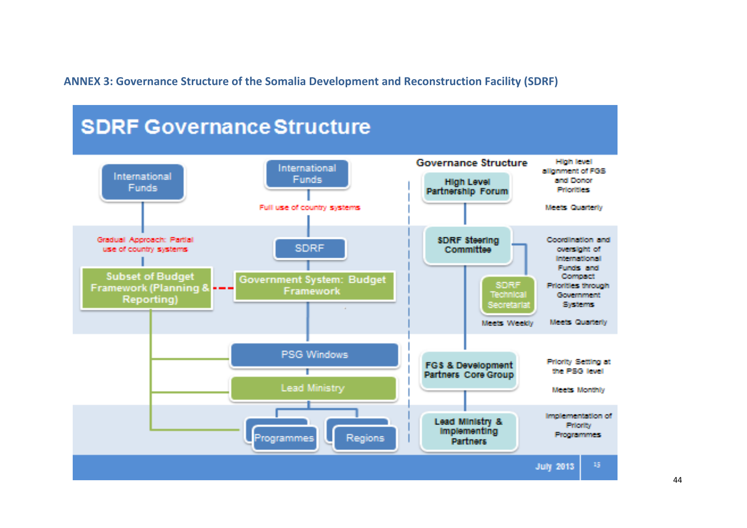### ANNEX 3: Governance Structure of the Somalia Development and Reconstruction Facility (SDRF)

SDRF Governance Structure

International Funds

Gradual Approach: Partial use of country systems

Subset of Budget Framework (Planning & Reporting)

International Funds

Full use of country systems

SDRF

Government System: Budget Framework

PSG Windows

Lead Ministry

Programmes

Regions

Governance Structure

High Level Partnership Forum

High level alignment of FGS and Donor Priorities

Meets Quarterly

SDRF Steering Committee

SDRF Technical Secretariat

Meets Weekly

Coordination and oversight of International Funds and Compact Priorities through Government Systems

Meets Quarterly

FGS & Development Partners Core Group

Priority Setting at the PSG level

Meets Monthly

Lead Ministry & Implementing Partners

Implementation of Priority Programmes

July 2013

15